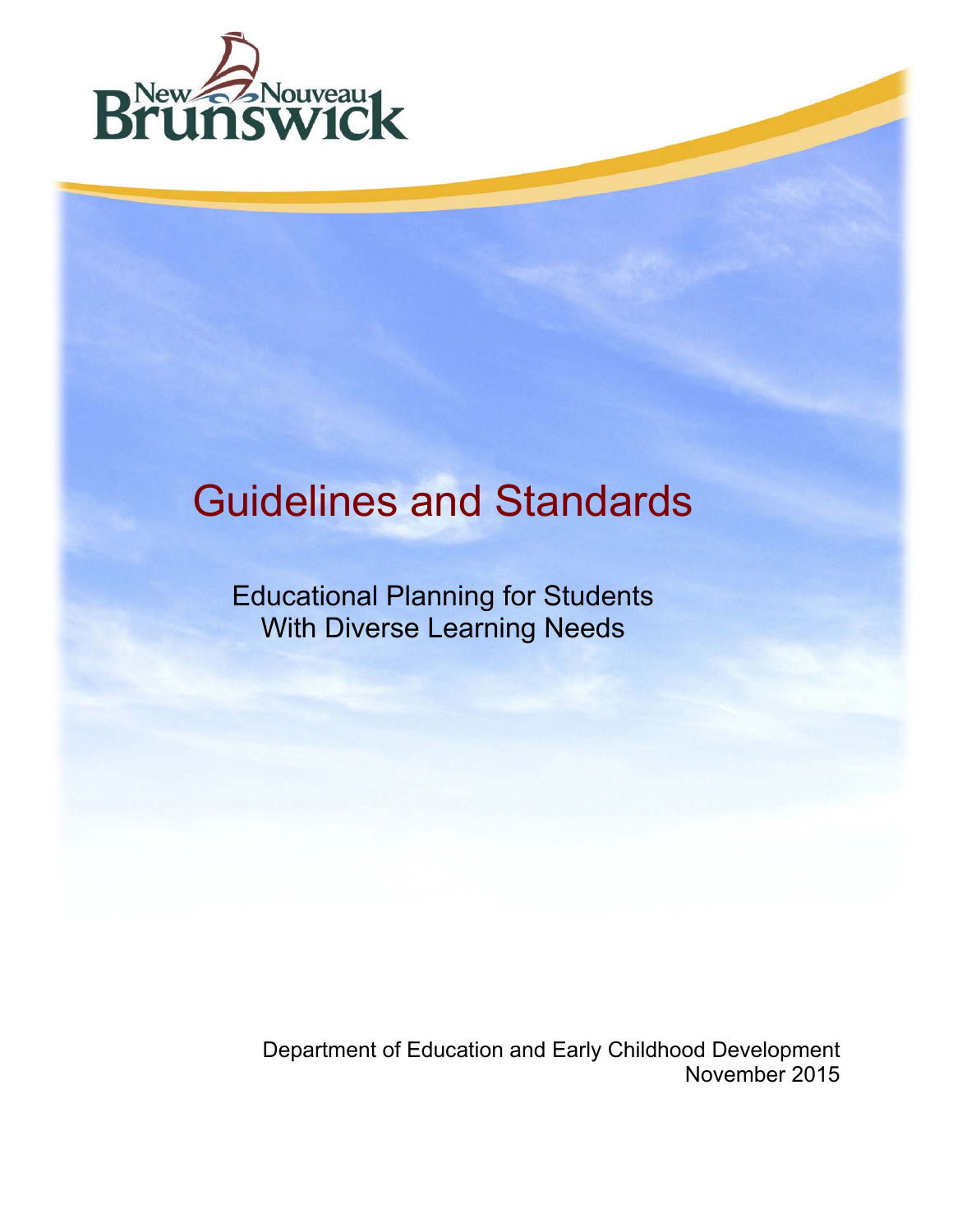New Nouveau Brunswick

# Guidelines and Standards

## Educational Planning for Students With Diverse Learning Needs

Department of Education and Early Childhood Development
November 2015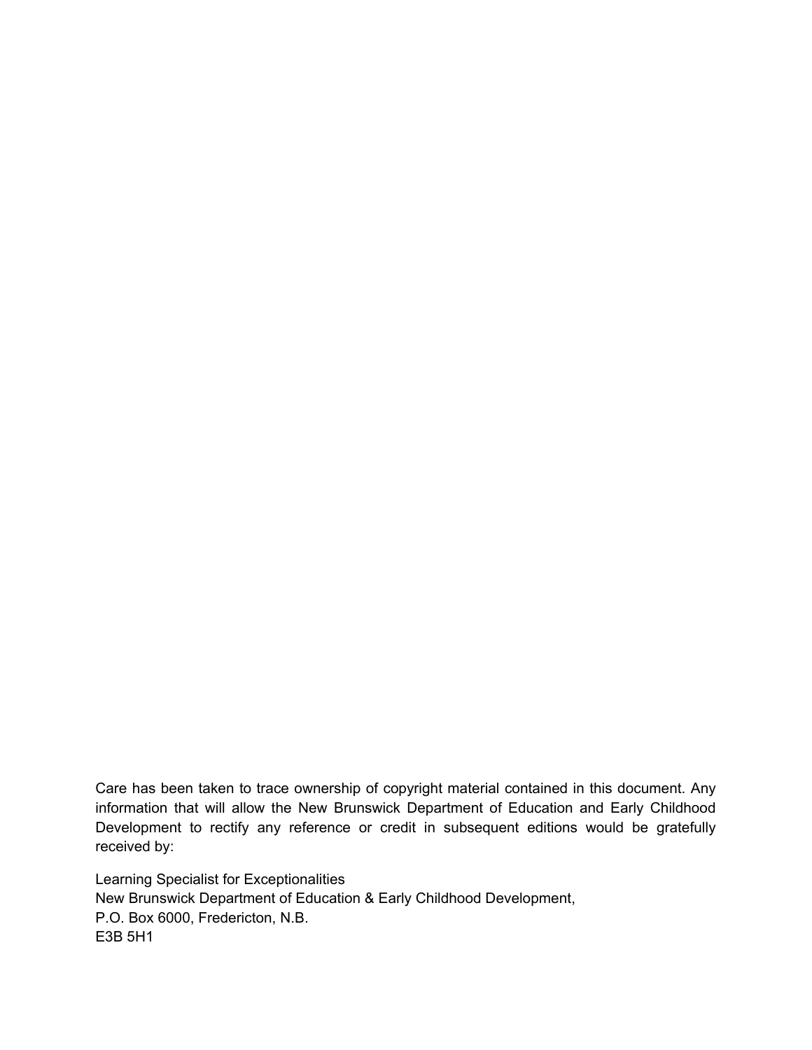Care has been taken to trace ownership of copyright material contained in this document. Any information that will allow the New Brunswick Department of Education and Early Childhood Development to rectify any reference or credit in subsequent editions would be gratefully received by:

Learning Specialist for Exceptionalities
New Brunswick Department of Education & Early Childhood Development,
P.O. Box 6000, Fredericton, N.B.
E3B 5H1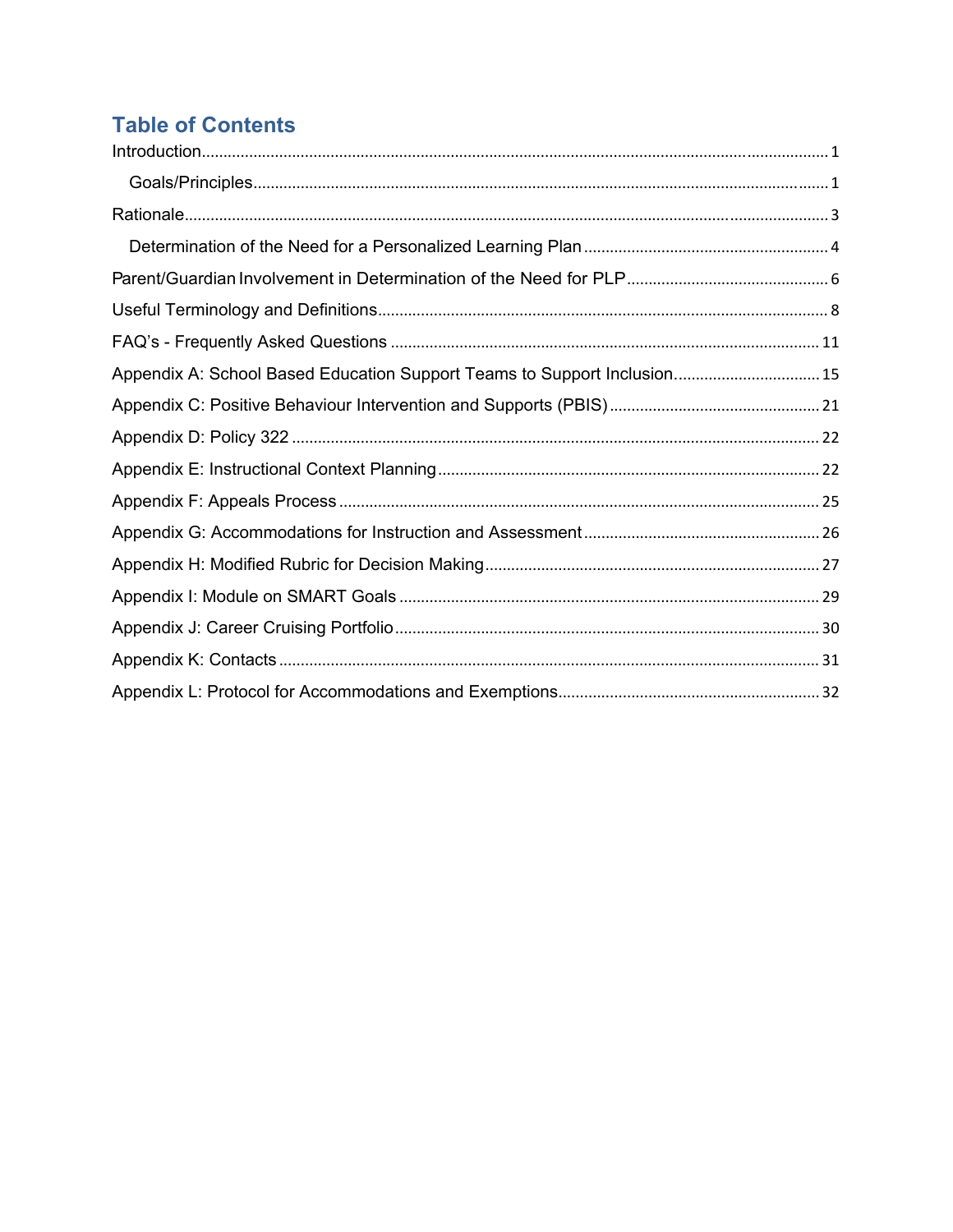## Table of Contents

Introduction ..... 1

- Goals/Principles ..... 1

Rationale ..... 3

- Determination of the Need for a Personalized Learning Plan ..... 4

Parent/Guardian Involvement in Determination of the Need for PLP ..... 6

Useful Terminology and Definitions ..... 8

FAQ's - Frequently Asked Questions ..... 11

Appendix A: School Based Education Support Teams to Support Inclusion. ..... 15

Appendix C: Positive Behaviour Intervention and Supports (PBIS) ..... 21

Appendix D: Policy 322 ..... 22

Appendix E: Instructional Context Planning ..... 22

Appendix F: Appeals Process ..... 25

Appendix G: Accommodations for Instruction and Assessment ..... 26

Appendix H: Modified Rubric for Decision Making ..... 27

Appendix I: Module on SMART Goals ..... 29

Appendix J: Career Cruising Portfolio ..... 30

Appendix K: Contacts ..... 31

Appendix L: Protocol for Accommodations and Exemptions ..... 32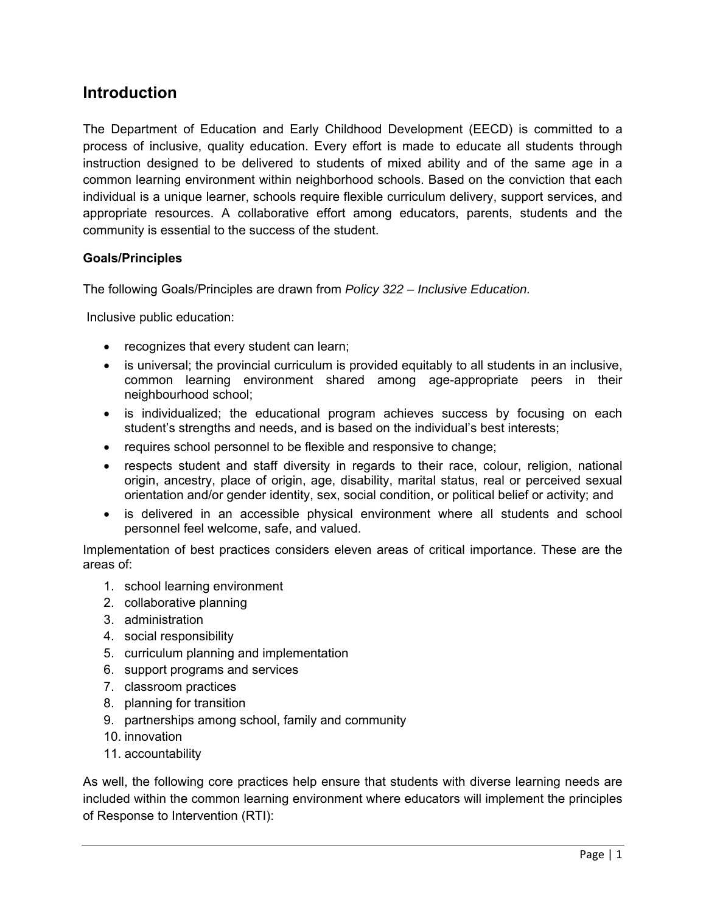## Introduction

The Department of Education and Early Childhood Development (EECD) is committed to a process of inclusive, quality education. Every effort is made to educate all students through instruction designed to be delivered to students of mixed ability and of the same age in a common learning environment within neighborhood schools. Based on the conviction that each individual is a unique learner, schools require flexible curriculum delivery, support services, and appropriate resources. A collaborative effort among educators, parents, students and the community is essential to the success of the student.

**Goals/Principles**

The following Goals/Principles are drawn from *Policy 322 – Inclusive Education.*

Inclusive public education:

- recognizes that every student can learn;
- is universal; the provincial curriculum is provided equitably to all students in an inclusive, common learning environment shared among age-appropriate peers in their neighbourhood school;
- is individualized; the educational program achieves success by focusing on each student's strengths and needs, and is based on the individual's best interests;
- requires school personnel to be flexible and responsive to change;
- respects student and staff diversity in regards to their race, colour, religion, national origin, ancestry, place of origin, age, disability, marital status, real or perceived sexual orientation and/or gender identity, sex, social condition, or political belief or activity; and
- is delivered in an accessible physical environment where all students and school personnel feel welcome, safe, and valued.

Implementation of best practices considers eleven areas of critical importance. These are the areas of:

1. school learning environment
2. collaborative planning
3. administration
4. social responsibility
5. curriculum planning and implementation
6. support programs and services
7. classroom practices
8. planning for transition
9. partnerships among school, family and community
10. innovation
11. accountability

As well, the following core practices help ensure that students with diverse learning needs are included within the common learning environment where educators will implement the principles of Response to Intervention (RTI):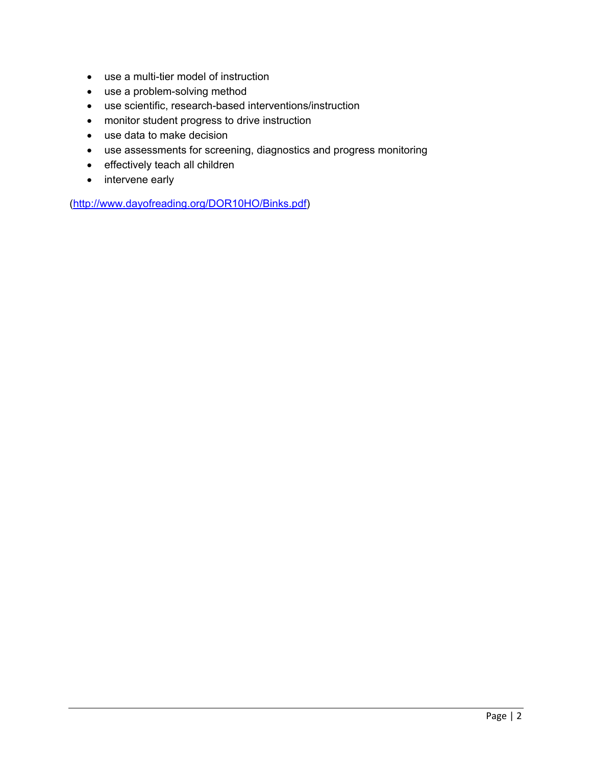- use a multi-tier model of instruction
- use a problem-solving method
- use scientific, research-based interventions/instruction
- monitor student progress to drive instruction
- use data to make decision
- use assessments for screening, diagnostics and progress monitoring
- effectively teach all children
- intervene early

([http://www.dayofreading.org/DOR10HO/Binks.pdf](http://www.dayofreading.org/DOR10HO/Binks.pdf))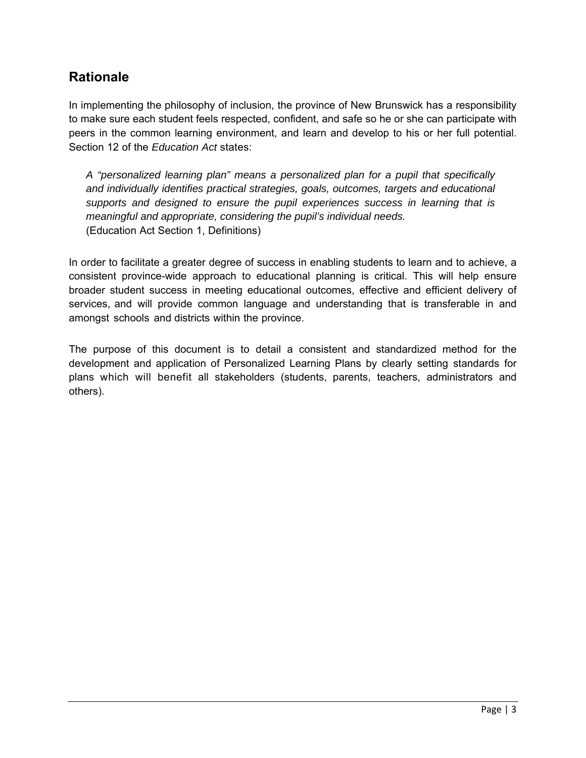## Rationale

In implementing the philosophy of inclusion, the province of New Brunswick has a responsibility to make sure each student feels respected, confident, and safe so he or she can participate with peers in the common learning environment, and learn and develop to his or her full potential. Section 12 of the *Education Act* states:

> *A "personalized learning plan" means a personalized plan for a pupil that specifically and individually identifies practical strategies, goals, outcomes, targets and educational supports and designed to ensure the pupil experiences success in learning that is meaningful and appropriate, considering the pupil's individual needs.*
> (Education Act Section 1, Definitions)

In order to facilitate a greater degree of success in enabling students to learn and to achieve, a consistent province-wide approach to educational planning is critical. This will help ensure broader student success in meeting educational outcomes, effective and efficient delivery of services, and will provide common language and understanding that is transferable in and amongst schools and districts within the province.

The purpose of this document is to detail a consistent and standardized method for the development and application of Personalized Learning Plans by clearly setting standards for plans which will benefit all stakeholders (students, parents, teachers, administrators and others).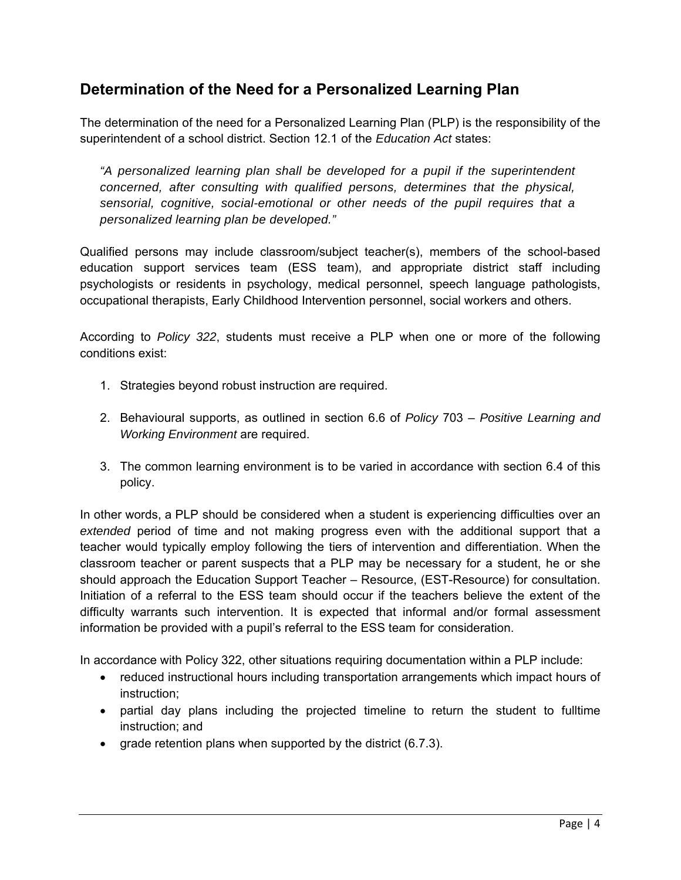## Determination of the Need for a Personalized Learning Plan

The determination of the need for a Personalized Learning Plan (PLP) is the responsibility of the superintendent of a school district. Section 12.1 of the *Education Act* states:

> *"A personalized learning plan shall be developed for a pupil if the superintendent concerned, after consulting with qualified persons, determines that the physical, sensorial, cognitive, social-emotional or other needs of the pupil requires that a personalized learning plan be developed."*

Qualified persons may include classroom/subject teacher(s), members of the school-based education support services team (ESS team), and appropriate district staff including psychologists or residents in psychology, medical personnel, speech language pathologists, occupational therapists, Early Childhood Intervention personnel, social workers and others.

According to *Policy 322*, students must receive a PLP when one or more of the following conditions exist:

1. Strategies beyond robust instruction are required.
2. Behavioural supports, as outlined in section 6.6 of *Policy* 703 – *Positive Learning and Working Environment* are required.
3. The common learning environment is to be varied in accordance with section 6.4 of this policy.

In other words, a PLP should be considered when a student is experiencing difficulties over an *extended* period of time and not making progress even with the additional support that a teacher would typically employ following the tiers of intervention and differentiation. When the classroom teacher or parent suspects that a PLP may be necessary for a student, he or she should approach the Education Support Teacher – Resource, (EST-Resource) for consultation. Initiation of a referral to the ESS team should occur if the teachers believe the extent of the difficulty warrants such intervention. It is expected that informal and/or formal assessment information be provided with a pupil's referral to the ESS team for consideration.

In accordance with Policy 322, other situations requiring documentation within a PLP include:

- reduced instructional hours including transportation arrangements which impact hours of instruction;
- partial day plans including the projected timeline to return the student to fulltime instruction; and
- grade retention plans when supported by the district (6.7.3).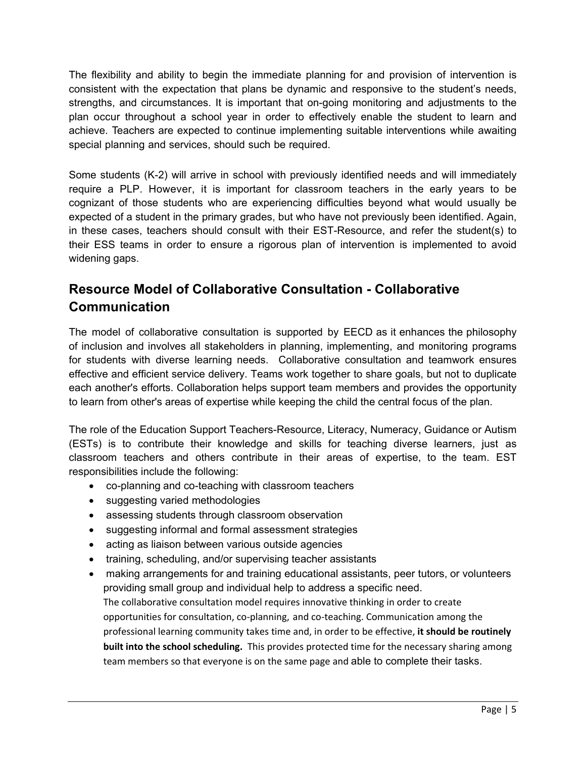The flexibility and ability to begin the immediate planning for and provision of intervention is consistent with the expectation that plans be dynamic and responsive to the student's needs, strengths, and circumstances. It is important that on-going monitoring and adjustments to the plan occur throughout a school year in order to effectively enable the student to learn and achieve. Teachers are expected to continue implementing suitable interventions while awaiting special planning and services, should such be required.

Some students (K-2) will arrive in school with previously identified needs and will immediately require a PLP. However, it is important for classroom teachers in the early years to be cognizant of those students who are experiencing difficulties beyond what would usually be expected of a student in the primary grades, but who have not previously been identified. Again, in these cases, teachers should consult with their EST-Resource, and refer the student(s) to their ESS teams in order to ensure a rigorous plan of intervention is implemented to avoid widening gaps.

## Resource Model of Collaborative Consultation - Collaborative Communication

The model of collaborative consultation is supported by EECD as it enhances the philosophy of inclusion and involves all stakeholders in planning, implementing, and monitoring programs for students with diverse learning needs. Collaborative consultation and teamwork ensures effective and efficient service delivery. Teams work together to share goals, but not to duplicate each another's efforts. Collaboration helps support team members and provides the opportunity to learn from other's areas of expertise while keeping the child the central focus of the plan.

The role of the Education Support Teachers-Resource, Literacy, Numeracy, Guidance or Autism (ESTs) is to contribute their knowledge and skills for teaching diverse learners, just as classroom teachers and others contribute in their areas of expertise, to the team. EST responsibilities include the following:

- co-planning and co-teaching with classroom teachers
- suggesting varied methodologies
- assessing students through classroom observation
- suggesting informal and formal assessment strategies
- acting as liaison between various outside agencies
- training, scheduling, and/or supervising teacher assistants
- making arrangements for and training educational assistants, peer tutors, or volunteers providing small group and individual help to address a specific need.

  The collaborative consultation model requires innovative thinking in order to create opportunities for consultation, co-planning, and co-teaching. Communication among the professional learning community takes time and, in order to be effective, **it should be routinely built into the school scheduling.** This provides protected time for the necessary sharing among team members so that everyone is on the same page and able to complete their tasks.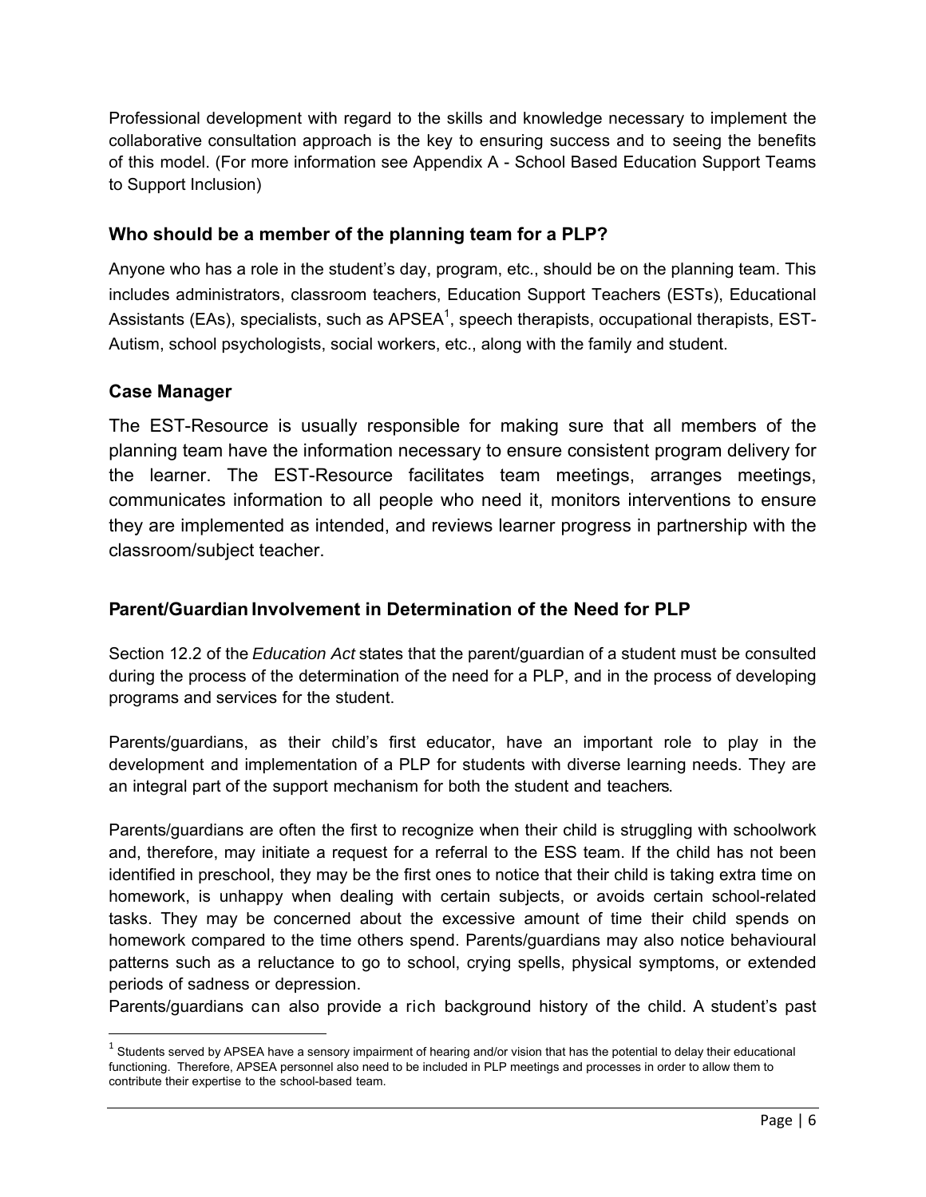Professional development with regard to the skills and knowledge necessary to implement the collaborative consultation approach is the key to ensuring success and to seeing the benefits of this model. (For more information see Appendix A - School Based Education Support Teams to Support Inclusion)

### Who should be a member of the planning team for a PLP?

Anyone who has a role in the student's day, program, etc., should be on the planning team. This includes administrators, classroom teachers, Education Support Teachers (ESTs), Educational Assistants (EAs), specialists, such as APSEA[1], speech therapists, occupational therapists, EST-Autism, school psychologists, social workers, etc., along with the family and student.

### Case Manager

The EST-Resource is usually responsible for making sure that all members of the planning team have the information necessary to ensure consistent program delivery for the learner. The EST-Resource facilitates team meetings, arranges meetings, communicates information to all people who need it, monitors interventions to ensure they are implemented as intended, and reviews learner progress in partnership with the classroom/subject teacher.

### Parent/Guardian Involvement in Determination of the Need for PLP

Section 12.2 of the *Education Act* states that the parent/guardian of a student must be consulted during the process of the determination of the need for a PLP, and in the process of developing programs and services for the student.

Parents/guardians, as their child's first educator, have an important role to play in the development and implementation of a PLP for students with diverse learning needs. They are an integral part of the support mechanism for both the student and teachers.

Parents/guardians are often the first to recognize when their child is struggling with schoolwork and, therefore, may initiate a request for a referral to the ESS team. If the child has not been identified in preschool, they may be the first ones to notice that their child is taking extra time on homework, is unhappy when dealing with certain subjects, or avoids certain school-related tasks. They may be concerned about the excessive amount of time their child spends on homework compared to the time others spend. Parents/guardians may also notice behavioural patterns such as a reluctance to go to school, crying spells, physical symptoms, or extended periods of sadness or depression.

Parents/guardians can also provide a rich background history of the child. A student's past

---

[1] Students served by APSEA have a sensory impairment of hearing and/or vision that has the potential to delay their educational functioning. Therefore, APSEA personnel also need to be included in PLP meetings and processes in order to allow them to contribute their expertise to the school-based team.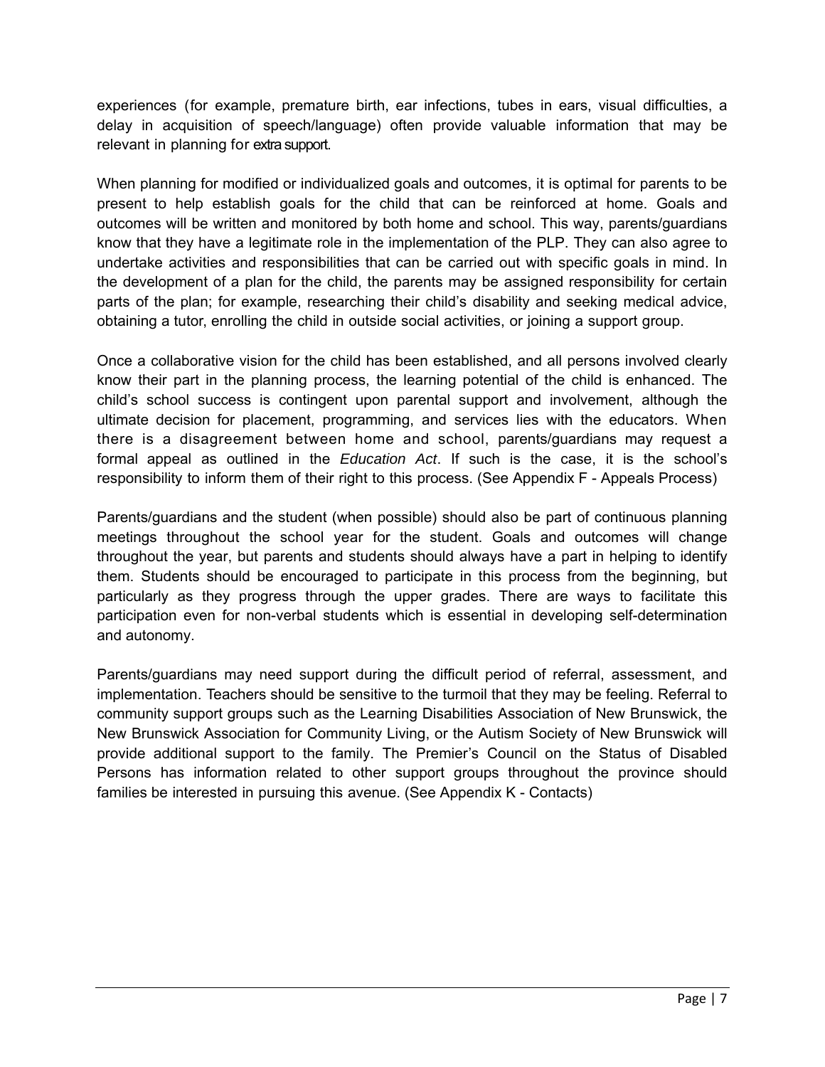experiences (for example, premature birth, ear infections, tubes in ears, visual difficulties, a delay in acquisition of speech/language) often provide valuable information that may be relevant in planning for extra support.

When planning for modified or individualized goals and outcomes, it is optimal for parents to be present to help establish goals for the child that can be reinforced at home. Goals and outcomes will be written and monitored by both home and school. This way, parents/guardians know that they have a legitimate role in the implementation of the PLP. They can also agree to undertake activities and responsibilities that can be carried out with specific goals in mind. In the development of a plan for the child, the parents may be assigned responsibility for certain parts of the plan; for example, researching their child's disability and seeking medical advice, obtaining a tutor, enrolling the child in outside social activities, or joining a support group.

Once a collaborative vision for the child has been established, and all persons involved clearly know their part in the planning process, the learning potential of the child is enhanced. The child's school success is contingent upon parental support and involvement, although the ultimate decision for placement, programming, and services lies with the educators. When there is a disagreement between home and school, parents/guardians may request a formal appeal as outlined in the *Education Act*. If such is the case, it is the school's responsibility to inform them of their right to this process. (See Appendix F - Appeals Process)

Parents/guardians and the student (when possible) should also be part of continuous planning meetings throughout the school year for the student. Goals and outcomes will change throughout the year, but parents and students should always have a part in helping to identify them. Students should be encouraged to participate in this process from the beginning, but particularly as they progress through the upper grades. There are ways to facilitate this participation even for non-verbal students which is essential in developing self-determination and autonomy.

Parents/guardians may need support during the difficult period of referral, assessment, and implementation. Teachers should be sensitive to the turmoil that they may be feeling. Referral to community support groups such as the Learning Disabilities Association of New Brunswick, the New Brunswick Association for Community Living, or the Autism Society of New Brunswick will provide additional support to the family. The Premier's Council on the Status of Disabled Persons has information related to other support groups throughout the province should families be interested in pursuing this avenue. (See Appendix K - Contacts)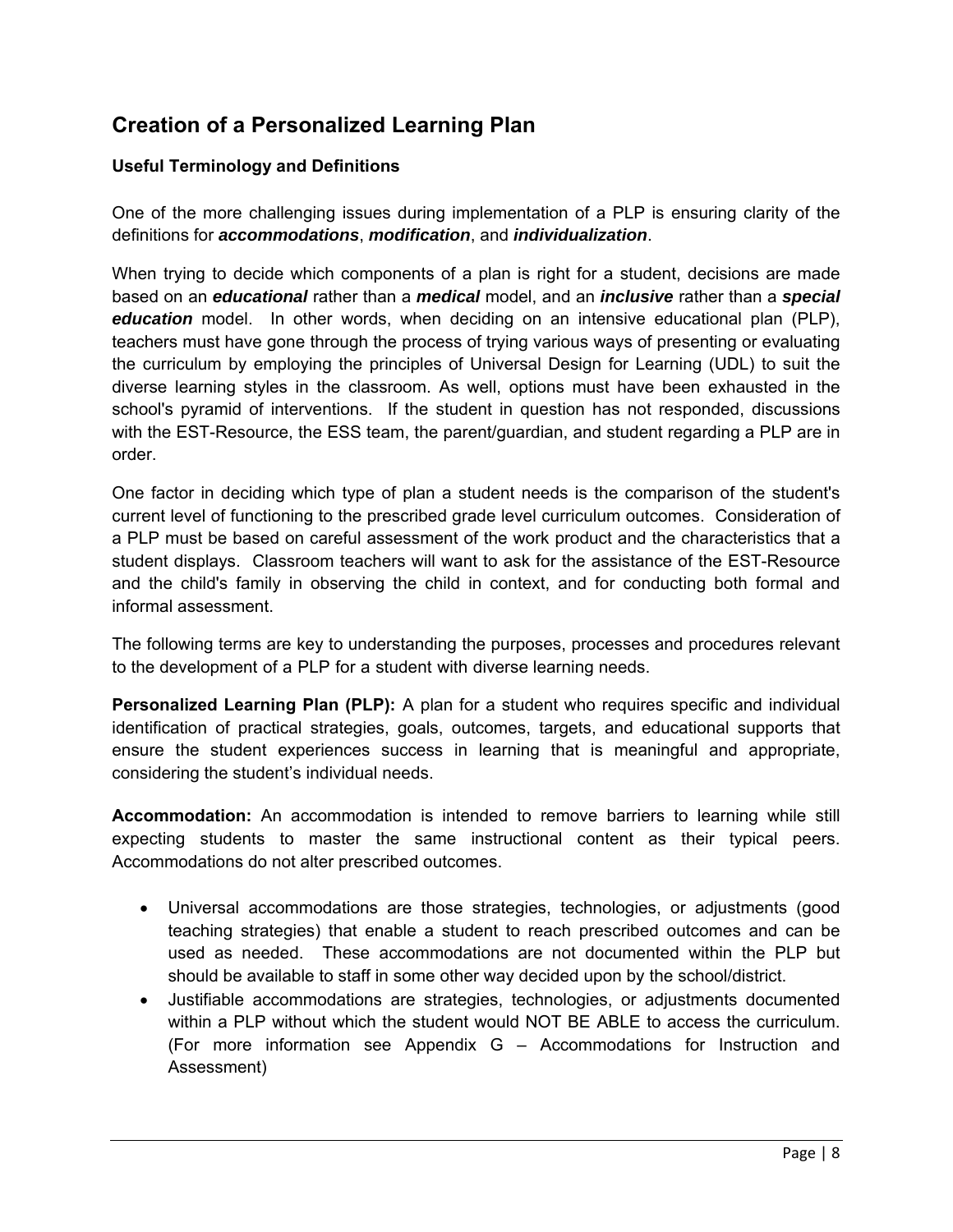## Creation of a Personalized Learning Plan

### Useful Terminology and Definitions

One of the more challenging issues during implementation of a PLP is ensuring clarity of the definitions for ***accommodations***, ***modification***, and ***individualization***.

When trying to decide which components of a plan is right for a student, decisions are made based on an ***educational*** rather than a ***medical*** model, and an ***inclusive*** rather than a ***special education*** model. In other words, when deciding on an intensive educational plan (PLP), teachers must have gone through the process of trying various ways of presenting or evaluating the curriculum by employing the principles of Universal Design for Learning (UDL) to suit the diverse learning styles in the classroom. As well, options must have been exhausted in the school's pyramid of interventions. If the student in question has not responded, discussions with the EST-Resource, the ESS team, the parent/guardian, and student regarding a PLP are in order.

One factor in deciding which type of plan a student needs is the comparison of the student's current level of functioning to the prescribed grade level curriculum outcomes. Consideration of a PLP must be based on careful assessment of the work product and the characteristics that a student displays. Classroom teachers will want to ask for the assistance of the EST-Resource and the child's family in observing the child in context, and for conducting both formal and informal assessment.

The following terms are key to understanding the purposes, processes and procedures relevant to the development of a PLP for a student with diverse learning needs.

**Personalized Learning Plan (PLP):** A plan for a student who requires specific and individual identification of practical strategies, goals, outcomes, targets, and educational supports that ensure the student experiences success in learning that is meaningful and appropriate, considering the student's individual needs.

**Accommodation:** An accommodation is intended to remove barriers to learning while still expecting students to master the same instructional content as their typical peers. Accommodations do not alter prescribed outcomes.

- Universal accommodations are those strategies, technologies, or adjustments (good teaching strategies) that enable a student to reach prescribed outcomes and can be used as needed. These accommodations are not documented within the PLP but should be available to staff in some other way decided upon by the school/district.
- Justifiable accommodations are strategies, technologies, or adjustments documented within a PLP without which the student would NOT BE ABLE to access the curriculum. (For more information see Appendix G – Accommodations for Instruction and Assessment)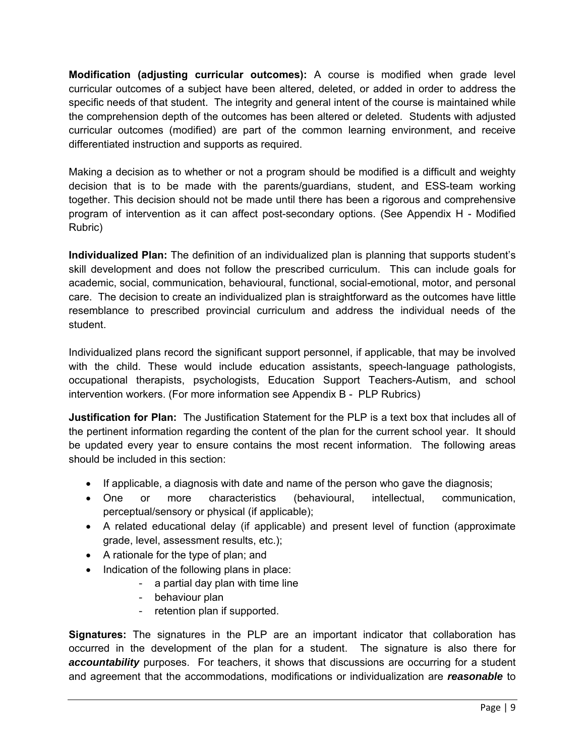**Modification (adjusting curricular outcomes):** A course is modified when grade level curricular outcomes of a subject have been altered, deleted, or added in order to address the specific needs of that student. The integrity and general intent of the course is maintained while the comprehension depth of the outcomes has been altered or deleted. Students with adjusted curricular outcomes (modified) are part of the common learning environment, and receive differentiated instruction and supports as required.

Making a decision as to whether or not a program should be modified is a difficult and weighty decision that is to be made with the parents/guardians, student, and ESS-team working together. This decision should not be made until there has been a rigorous and comprehensive program of intervention as it can affect post-secondary options. (See Appendix H - Modified Rubric)

**Individualized Plan:** The definition of an individualized plan is planning that supports student's skill development and does not follow the prescribed curriculum. This can include goals for academic, social, communication, behavioural, functional, social-emotional, motor, and personal care. The decision to create an individualized plan is straightforward as the outcomes have little resemblance to prescribed provincial curriculum and address the individual needs of the student.

Individualized plans record the significant support personnel, if applicable, that may be involved with the child. These would include education assistants, speech-language pathologists, occupational therapists, psychologists, Education Support Teachers-Autism, and school intervention workers. (For more information see Appendix B - PLP Rubrics)

**Justification for Plan:** The Justification Statement for the PLP is a text box that includes all of the pertinent information regarding the content of the plan for the current school year. It should be updated every year to ensure contains the most recent information. The following areas should be included in this section:

- If applicable, a diagnosis with date and name of the person who gave the diagnosis;
- One or more characteristics (behavioural, intellectual, communication, perceptual/sensory or physical (if applicable);
- A related educational delay (if applicable) and present level of function (approximate grade, level, assessment results, etc.);
- A rationale for the type of plan; and
- Indication of the following plans in place:
  - a partial day plan with time line
  - behaviour plan
  - retention plan if supported.

**Signatures:** The signatures in the PLP are an important indicator that collaboration has occurred in the development of the plan for a student. The signature is also there for ***accountability*** purposes. For teachers, it shows that discussions are occurring for a student and agreement that the accommodations, modifications or individualization are ***reasonable*** to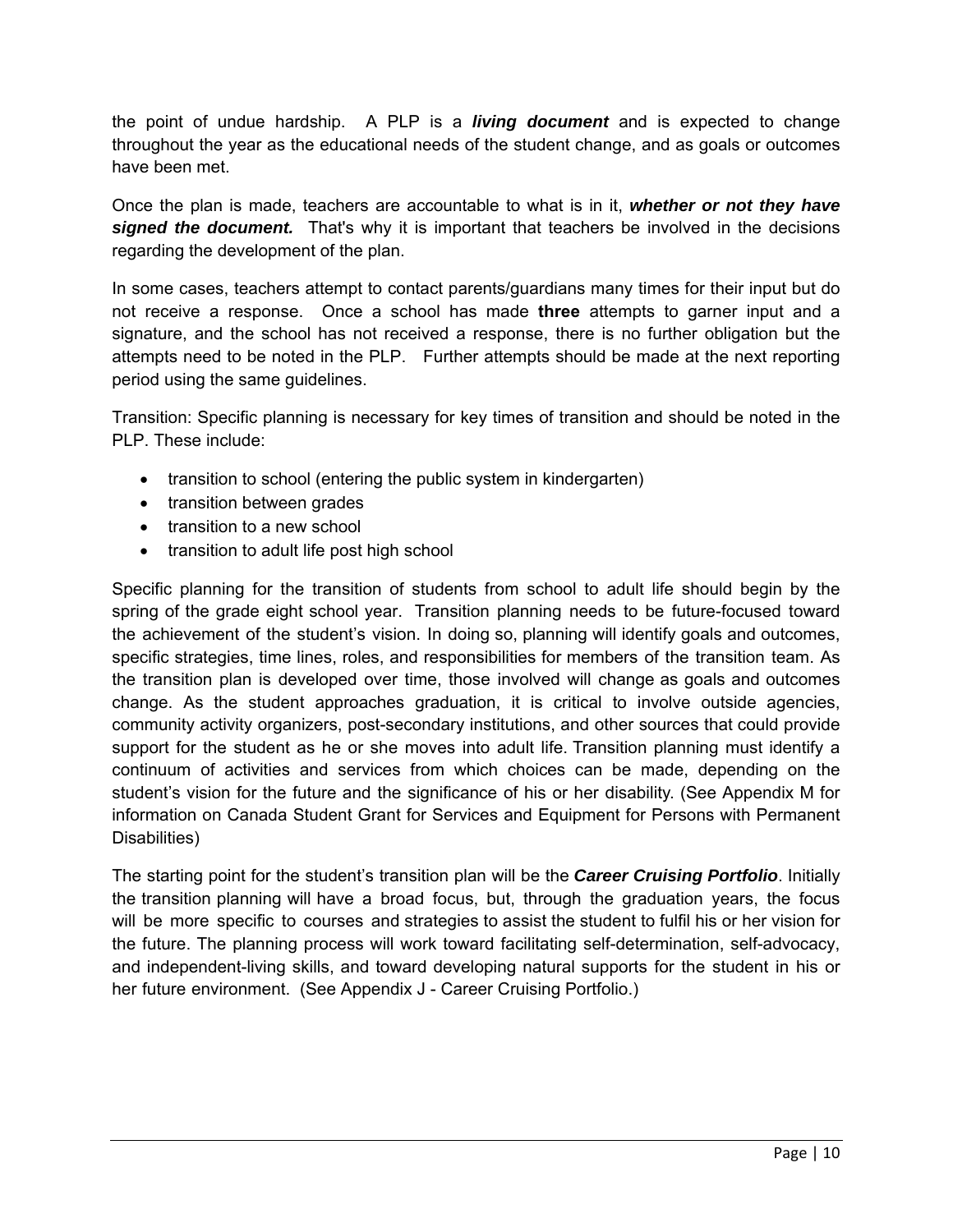the point of undue hardship. A PLP is a ***living document*** and is expected to change throughout the year as the educational needs of the student change, and as goals or outcomes have been met.

Once the plan is made, teachers are accountable to what is in it, ***whether or not they have signed the document.*** That's why it is important that teachers be involved in the decisions regarding the development of the plan.

In some cases, teachers attempt to contact parents/guardians many times for their input but do not receive a response. Once a school has made **three** attempts to garner input and a signature, and the school has not received a response, there is no further obligation but the attempts need to be noted in the PLP. Further attempts should be made at the next reporting period using the same guidelines.

Transition: Specific planning is necessary for key times of transition and should be noted in the PLP. These include:

- transition to school (entering the public system in kindergarten)
- transition between grades
- transition to a new school
- transition to adult life post high school

Specific planning for the transition of students from school to adult life should begin by the spring of the grade eight school year. Transition planning needs to be future-focused toward the achievement of the student's vision. In doing so, planning will identify goals and outcomes, specific strategies, time lines, roles, and responsibilities for members of the transition team. As the transition plan is developed over time, those involved will change as goals and outcomes change. As the student approaches graduation, it is critical to involve outside agencies, community activity organizers, post-secondary institutions, and other sources that could provide support for the student as he or she moves into adult life. Transition planning must identify a continuum of activities and services from which choices can be made, depending on the student's vision for the future and the significance of his or her disability. (See Appendix M for information on Canada Student Grant for Services and Equipment for Persons with Permanent Disabilities)

The starting point for the student's transition plan will be the ***Career Cruising Portfolio***. Initially the transition planning will have a broad focus, but, through the graduation years, the focus will be more specific to courses and strategies to assist the student to fulfil his or her vision for the future. The planning process will work toward facilitating self-determination, self-advocacy, and independent-living skills, and toward developing natural supports for the student in his or her future environment. (See Appendix J - Career Cruising Portfolio.)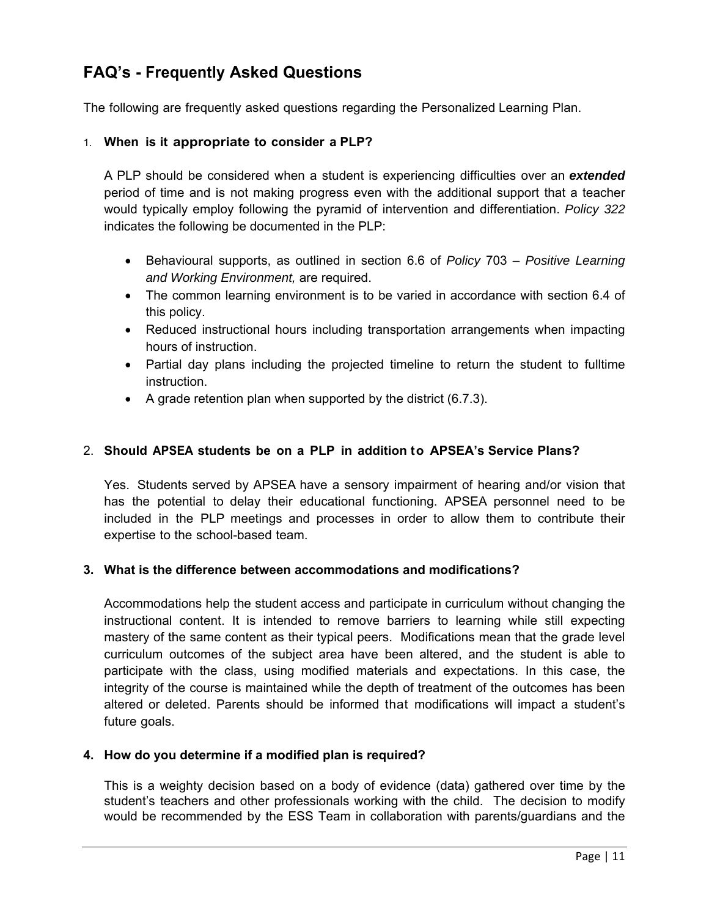## FAQ's - Frequently Asked Questions

The following are frequently asked questions regarding the Personalized Learning Plan.

1. **When is it appropriate to consider a PLP?**

   A PLP should be considered when a student is experiencing difficulties over an ***extended*** period of time and is not making progress even with the additional support that a teacher would typically employ following the pyramid of intervention and differentiation. *Policy 322* indicates the following be documented in the PLP:

   - Behavioural supports, as outlined in section 6.6 of *Policy* 703 – *Positive Learning and Working Environment,* are required.
   - The common learning environment is to be varied in accordance with section 6.4 of this policy.
   - Reduced instructional hours including transportation arrangements when impacting hours of instruction.
   - Partial day plans including the projected timeline to return the student to fulltime instruction.
   - A grade retention plan when supported by the district (6.7.3).

2. **Should APSEA students be on a PLP in addition to APSEA's Service Plans?**

   Yes. Students served by APSEA have a sensory impairment of hearing and/or vision that has the potential to delay their educational functioning. APSEA personnel need to be included in the PLP meetings and processes in order to allow them to contribute their expertise to the school-based team.

3. **What is the difference between accommodations and modifications?**

   Accommodations help the student access and participate in curriculum without changing the instructional content. It is intended to remove barriers to learning while still expecting mastery of the same content as their typical peers. Modifications mean that the grade level curriculum outcomes of the subject area have been altered, and the student is able to participate with the class, using modified materials and expectations. In this case, the integrity of the course is maintained while the depth of treatment of the outcomes has been altered or deleted. Parents should be informed that modifications will impact a student's future goals.

4. **How do you determine if a modified plan is required?**

   This is a weighty decision based on a body of evidence (data) gathered over time by the student's teachers and other professionals working with the child. The decision to modify would be recommended by the ESS Team in collaboration with parents/guardians and the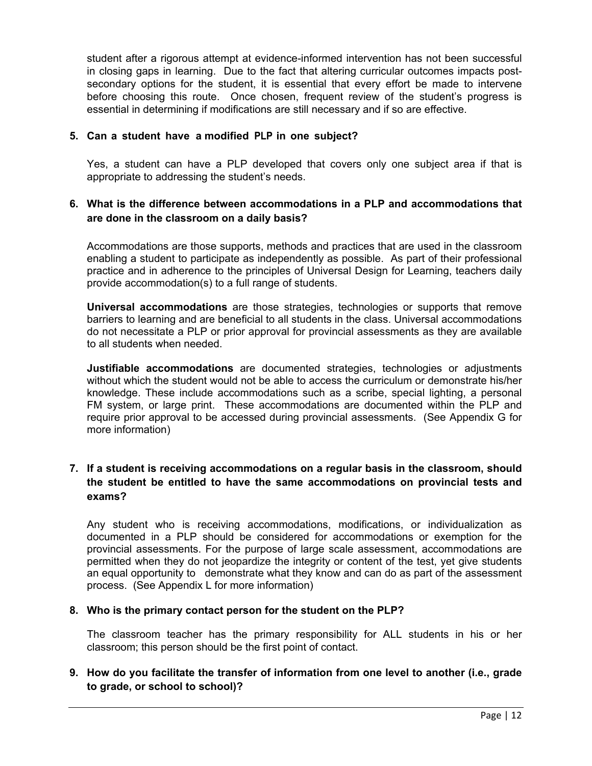student after a rigorous attempt at evidence-informed intervention has not been successful in closing gaps in learning. Due to the fact that altering curricular outcomes impacts post-secondary options for the student, it is essential that every effort be made to intervene before choosing this route. Once chosen, frequent review of the student's progress is essential in determining if modifications are still necessary and if so are effective.

**5. Can a student have a modified PLP in one subject?**

Yes, a student can have a PLP developed that covers only one subject area if that is appropriate to addressing the student's needs.

**6. What is the difference between accommodations in a PLP and accommodations that are done in the classroom on a daily basis?**

Accommodations are those supports, methods and practices that are used in the classroom enabling a student to participate as independently as possible. As part of their professional practice and in adherence to the principles of Universal Design for Learning, teachers daily provide accommodation(s) to a full range of students.

**Universal accommodations** are those strategies, technologies or supports that remove barriers to learning and are beneficial to all students in the class. Universal accommodations do not necessitate a PLP or prior approval for provincial assessments as they are available to all students when needed.

**Justifiable accommodations** are documented strategies, technologies or adjustments without which the student would not be able to access the curriculum or demonstrate his/her knowledge. These include accommodations such as a scribe, special lighting, a personal FM system, or large print. These accommodations are documented within the PLP and require prior approval to be accessed during provincial assessments. (See Appendix G for more information)

**7. If a student is receiving accommodations on a regular basis in the classroom, should the student be entitled to have the same accommodations on provincial tests and exams?**

Any student who is receiving accommodations, modifications, or individualization as documented in a PLP should be considered for accommodations or exemption for the provincial assessments. For the purpose of large scale assessment, accommodations are permitted when they do not jeopardize the integrity or content of the test, yet give students an equal opportunity to demonstrate what they know and can do as part of the assessment process. (See Appendix L for more information)

**8. Who is the primary contact person for the student on the PLP?**

The classroom teacher has the primary responsibility for ALL students in his or her classroom; this person should be the first point of contact.

**9. How do you facilitate the transfer of information from one level to another (i.e., grade to grade, or school to school)?**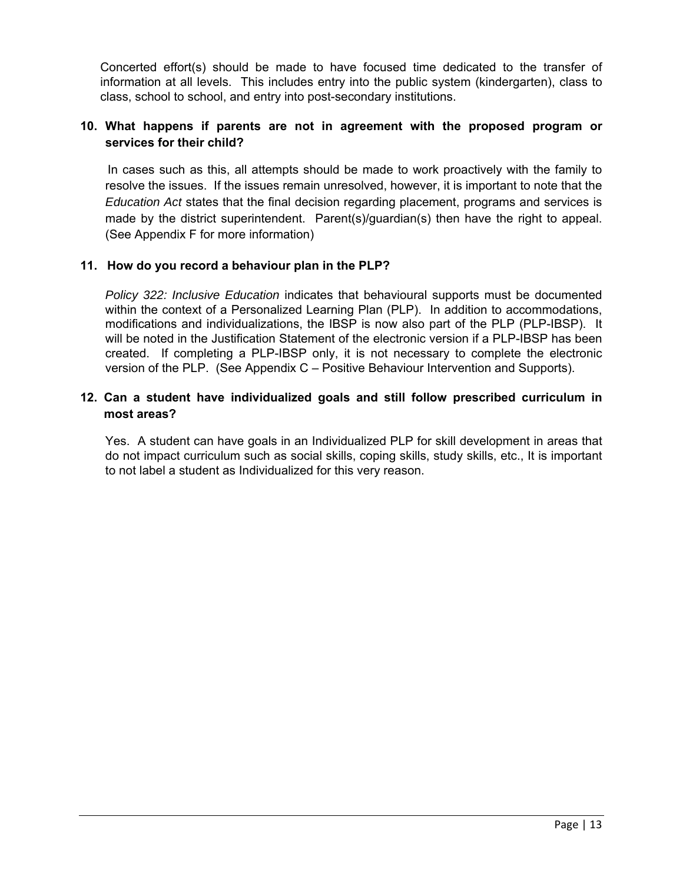Concerted effort(s) should be made to have focused time dedicated to the transfer of information at all levels. This includes entry into the public system (kindergarten), class to class, school to school, and entry into post-secondary institutions.

**10. What happens if parents are not in agreement with the proposed program or services for their child?**

In cases such as this, all attempts should be made to work proactively with the family to resolve the issues. If the issues remain unresolved, however, it is important to note that the *Education Act* states that the final decision regarding placement, programs and services is made by the district superintendent. Parent(s)/guardian(s) then have the right to appeal. (See Appendix F for more information)

**11. How do you record a behaviour plan in the PLP?**

*Policy 322: Inclusive Education* indicates that behavioural supports must be documented within the context of a Personalized Learning Plan (PLP). In addition to accommodations, modifications and individualizations, the IBSP is now also part of the PLP (PLP-IBSP). It will be noted in the Justification Statement of the electronic version if a PLP-IBSP has been created. If completing a PLP-IBSP only, it is not necessary to complete the electronic version of the PLP. (See Appendix C – Positive Behaviour Intervention and Supports).

**12. Can a student have individualized goals and still follow prescribed curriculum in most areas?**

Yes. A student can have goals in an Individualized PLP for skill development in areas that do not impact curriculum such as social skills, coping skills, study skills, etc., It is important to not label a student as Individualized for this very reason.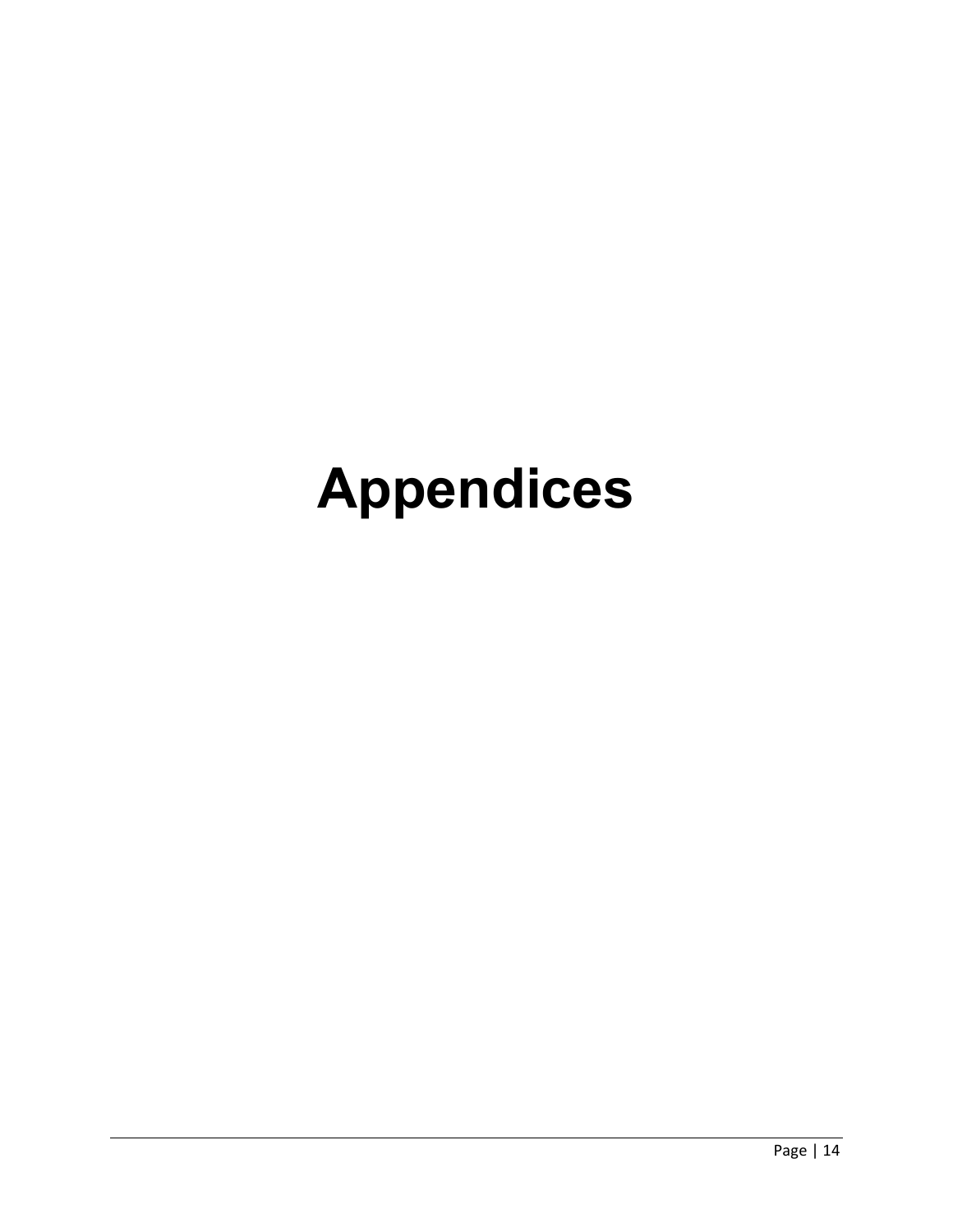# Appendices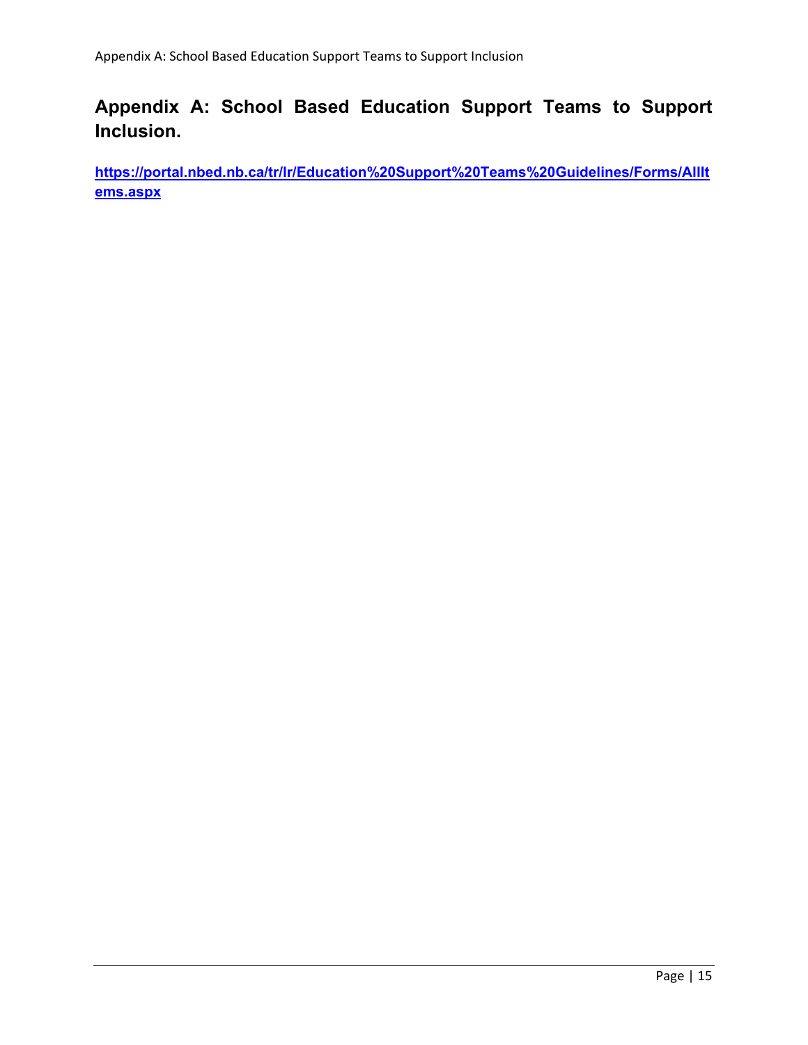## Appendix A: School Based Education Support Teams to Support Inclusion.

[https://portal.nbed.nb.ca/tr/lr/Education%20Support%20Teams%20Guidelines/Forms/AllItems.aspx](https://portal.nbed.nb.ca/tr/lr/Education%20Support%20Teams%20Guidelines/Forms/AllItems.aspx)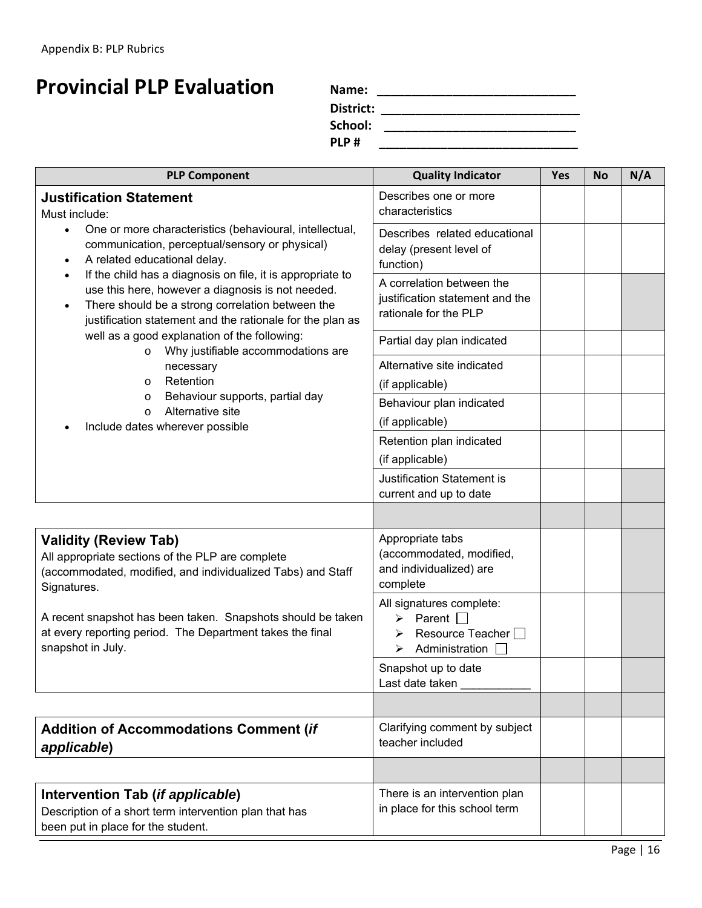Appendix B: PLP Rubrics

# Provincial PLP Evaluation

**Name:** ______________________________

**District:** ______________________________

**School:** ______________________________

**PLP #** ______________________________

| PLP Component | Quality Indicator | Yes | No | N/A |
|---|---|---|---|---|
| **Justification Statement**<br>Must include:<br>• One or more characteristics (behavioural, intellectual, communication, perceptual/sensory or physical)<br>• A related educational delay.<br>• If the child has a diagnosis on file, it is appropriate to use this here, however a diagnosis is not needed.<br>• There should be a strong correlation between the justification statement and the rationale for the plan as well as a good explanation of the following:<br>&nbsp;&nbsp;o Why justifiable accommodations are necessary<br>&nbsp;&nbsp;o Retention<br>&nbsp;&nbsp;o Behaviour supports, partial day<br>&nbsp;&nbsp;o Alternative site<br>• Include dates wherever possible | Describes one or more characteristics | | | |
| | Describes related educational delay (present level of function) | | | |
| | A correlation between the justification statement and the rationale for the PLP | | | |
| | Partial day plan indicated | | | |
| | Alternative site indicated (if applicable) | | | |
| | Behaviour plan indicated (if applicable) | | | |
| | Retention plan indicated (if applicable) | | | |
| | Justification Statement is current and up to date | | | |
| | | | | |
| **Validity (Review Tab)**<br>All appropriate sections of the PLP are complete (accommodated, modified, and individualized Tabs) and Staff Signatures.<br><br>A recent snapshot has been taken. Snapshots should be taken at every reporting period. The Department takes the final snapshot in July. | Appropriate tabs (accommodated, modified, and individualized) are complete | | | |
| | All signatures complete:<br>➢ Parent ☐<br>➢ Resource Teacher ☐<br>➢ Administration ☐ | | | |
| | Snapshot up to date<br>Last date taken ___________ | | | |
| | | | | |
| **Addition of Accommodations Comment (*if applicable*)** | Clarifying comment by subject teacher included | | | |
| | | | | |
| **Intervention Tab (*if applicable*)**<br>Description of a short term intervention plan that has been put in place for the student. | There is an intervention plan in place for this school term | | | |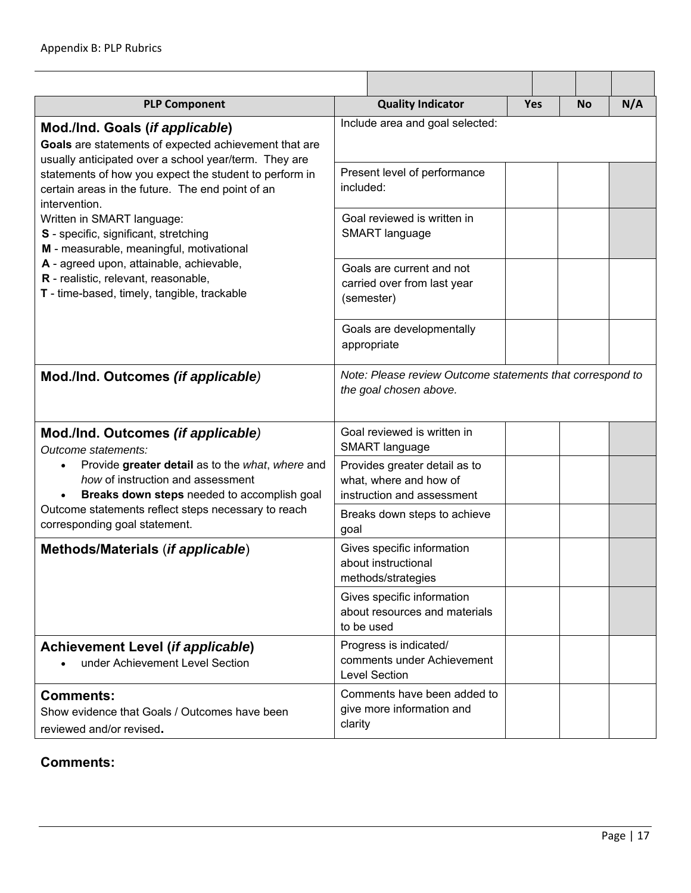Appendix B: PLP Rubrics

| PLP Component | Quality Indicator | Yes | No | N/A |
|---|---|---|---|---|
| **Mod./Ind. Goals (*if applicable*)**<br>**Goals** are statements of expected achievement that are usually anticipated over a school year/term. They are statements of how you expect the student to perform in certain areas in the future. The end point of an intervention.<br>Written in SMART language:<br>**S** - specific, significant, stretching<br>**M** - measurable, meaningful, motivational<br>**A** - agreed upon, attainable, achievable,<br>**R** - realistic, relevant, reasonable,<br>**T** - time-based, timely, tangible, trackable | Include area and goal selected: | | | |
| | Present level of performance included: | | | |
| | Goal reviewed is written in SMART language | | | |
| | Goals are current and not carried over from last year (semester) | | | |
| | Goals are developmentally appropriate | | | |
| **Mod./Ind. Outcomes *(if applicable)*** | *Note: Please review Outcome statements that correspond to the goal chosen above.* | | | |
| **Mod./Ind. Outcomes *(if applicable)***<br>*Outcome statements:*<br>• Provide **greater detail** as to the *what*, *where* and *how* of instruction and assessment<br>• **Breaks down steps** needed to accomplish goal<br>Outcome statements reflect steps necessary to reach corresponding goal statement. | Goal reviewed is written in SMART language | | | |
| | Provides greater detail as to what, where and how of instruction and assessment | | | |
| | Breaks down steps to achieve goal | | | |
| **Methods/Materials (*if applicable*)** | Gives specific information about instructional methods/strategies | | | |
| | Gives specific information about resources and materials to be used | | | |
| **Achievement Level (*if applicable*)**<br>• under Achievement Level Section | Progress is indicated/ comments under Achievement Level Section | | | |
| **Comments:**<br>Show evidence that Goals / Outcomes have been reviewed and/or revised**.** | Comments have been added to give more information and clarity | | | |

**Comments:**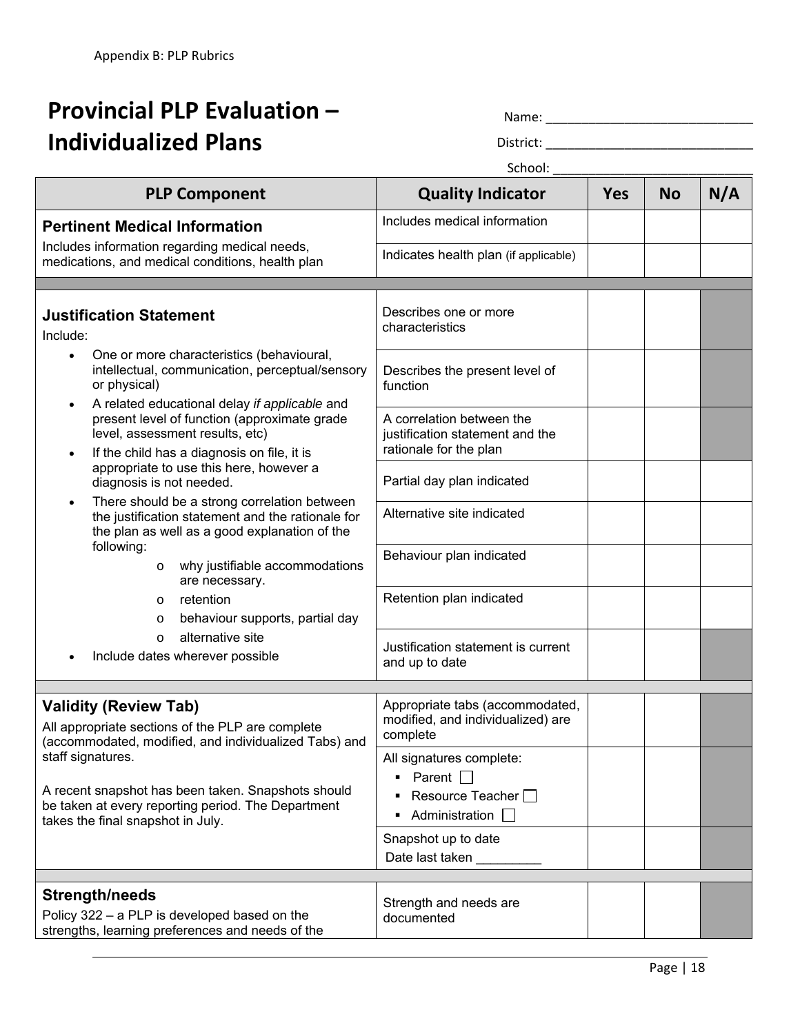Appendix B: PLP Rubrics

# Provincial PLP Evaluation – Individualized Plans

Name: ____________________________

District: ____________________________

School: ____________________________

| PLP Component | Quality Indicator | Yes | No | N/A |
|---|---|---|---|---|
| **Pertinent Medical Information**<br>Includes information regarding medical needs, medications, and medical conditions, health plan | Includes medical information | | | |
| | Indicates health plan (if applicable) | | | |
| | | | | |
| **Justification Statement**<br>Include:<br>• One or more characteristics (behavioural, intellectual, communication, perceptual/sensory or physical)<br>• A related educational delay *if applicable* and present level of function (approximate grade level, assessment results, etc)<br>• If the child has a diagnosis on file, it is appropriate to use this here, however a diagnosis is not needed.<br>• There should be a strong correlation between the justification statement and the rationale for the plan as well as a good explanation of the following:<br>o why justifiable accommodations are necessary.<br>o retention<br>o behaviour supports, partial day<br>o alternative site<br>• Include dates wherever possible | Describes one or more characteristics | | | |
| | Describes the present level of function | | | |
| | A correlation between the justification statement and the rationale for the plan | | | |
| | Partial day plan indicated | | | |
| | Alternative site indicated | | | |
| | Behaviour plan indicated | | | |
| | Retention plan indicated | | | |
| | Justification statement is current and up to date | | | |
| | | | | |
| **Validity (Review Tab)**<br>All appropriate sections of the PLP are complete (accommodated, modified, and individualized Tabs) and staff signatures.<br><br>A recent snapshot has been taken. Snapshots should be taken at every reporting period. The Department takes the final snapshot in July. | Appropriate tabs (accommodated, modified, and individualized) are complete | | | |
| | All signatures complete:<br>▪ Parent ☐<br>▪ Resource Teacher ☐<br>▪ Administration ☐ | | | |
| | Snapshot up to date<br>Date last taken _________ | | | |
| | | | | |
| **Strength/needs**<br>Policy 322 – a PLP is developed based on the strengths, learning preferences and needs of the | Strength and needs are documented | | | |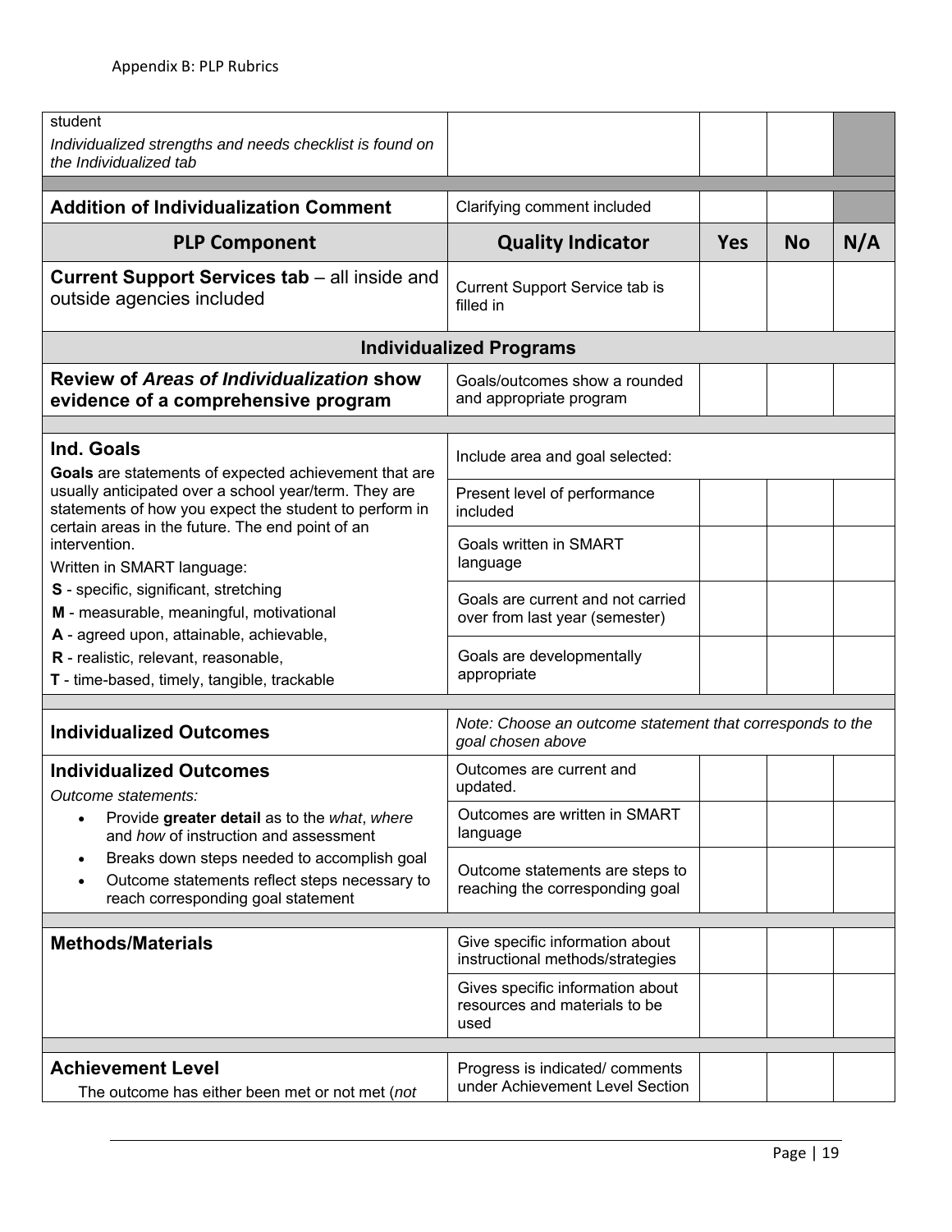| | | | | |
|---|---|---|---|---|
| student<br>*Individualized strengths and needs checklist is found on the Individualized tab* | | | | |
| | | | | |
| **Addition of Individualization Comment** | Clarifying comment included | | | |
| **PLP Component** | **Quality Indicator** | **Yes** | **No** | **N/A** |
| **Current Support Services tab** – all inside and outside agencies included | Current Support Service tab is filled in | | | |
| **Individualized Programs** | | | | |
| **Review of *Areas of Individualization* show evidence of a comprehensive program** | Goals/outcomes show a rounded and appropriate program | | | |
| | | | | |
| **Ind. Goals**<br>**Goals** are statements of expected achievement that are usually anticipated over a school year/term. They are statements of how you expect the student to perform in certain areas in the future. The end point of an intervention.<br>Written in SMART language:<br>**S** - specific, significant, stretching<br>**M** - measurable, meaningful, motivational<br>**A** - agreed upon, attainable, achievable,<br>**R** - realistic, relevant, reasonable,<br>**T** - time-based, timely, tangible, trackable | Include area and goal selected: | | | |
| | Present level of performance included | | | |
| | Goals written in SMART language | | | |
| | Goals are current and not carried over from last year (semester) | | | |
| | Goals are developmentally appropriate | | | |
| | | | | |
| **Individualized Outcomes** | *Note: Choose an outcome statement that corresponds to the goal chosen above* | | | |
| **Individualized Outcomes**<br>*Outcome statements:*<br>• Provide **greater detail** as to the *what*, *where* and *how* of instruction and assessment<br>• Breaks down steps needed to accomplish goal<br>• Outcome statements reflect steps necessary to reach corresponding goal statement | Outcomes are current and updated. | | | |
| | Outcomes are written in SMART language | | | |
| | Outcome statements are steps to reaching the corresponding goal | | | |
| | | | | |
| **Methods/Materials** | Give specific information about instructional methods/strategies | | | |
| | Gives specific information about resources and materials to be used | | | |
| | | | | |
| **Achievement Level**<br>The outcome has either been met or not met (*not* | Progress is indicated/ comments under Achievement Level Section | | | |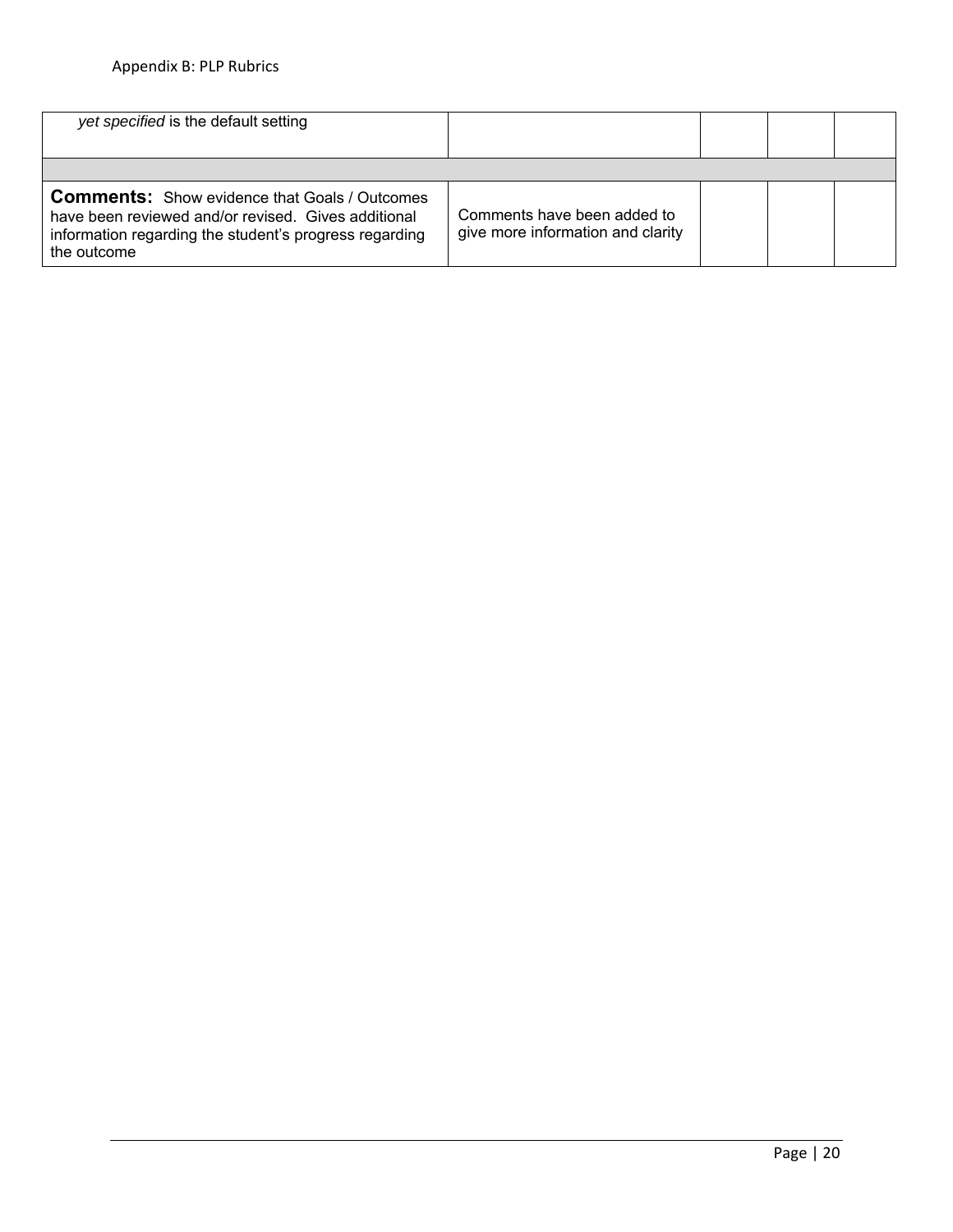| | | | | |
|---|---|---|---|---|
| *yet specified* is the default setting | | | | |
| | | | | |
| **Comments:** Show evidence that Goals / Outcomes have been reviewed and/or revised. Gives additional information regarding the student's progress regarding the outcome | Comments have been added to give more information and clarity | | | |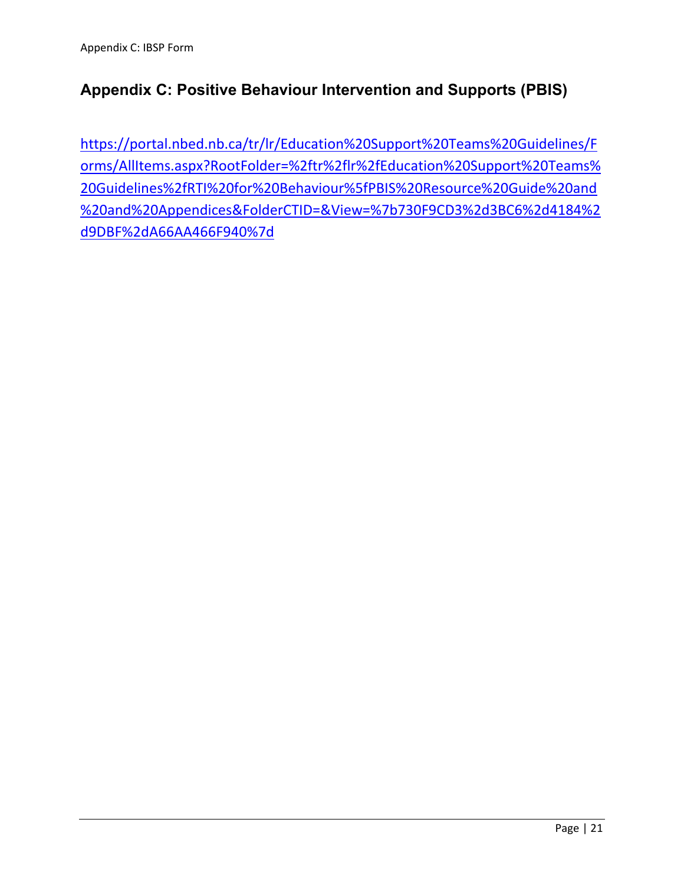## Appendix C: Positive Behaviour Intervention and Supports (PBIS)

https://portal.nbed.nb.ca/tr/lr/Education%20Support%20Teams%20Guidelines/Forms/AllItems.aspx?RootFolder=%2ftr%2flr%2fEducation%20Support%20Teams%20Guidelines%2fRTI%20for%20Behaviour%5fPBIS%20Resource%20Guide%20and%20and%20Appendices&FolderCTID=&View=%7b730F9CD3%2d3BC6%2d4184%2d9DBF%2dA66AA466F940%7d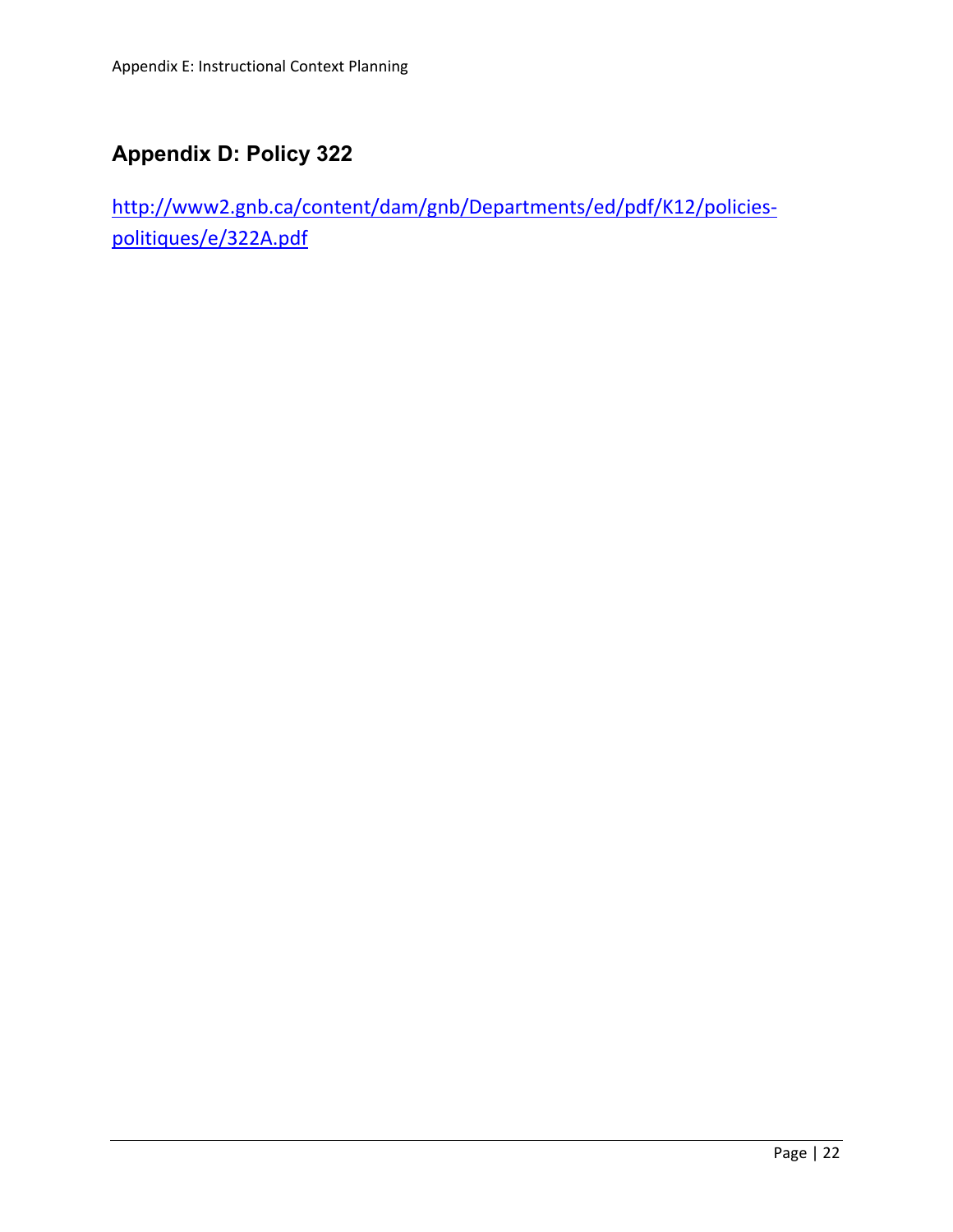## Appendix D: Policy 322

[http://www2.gnb.ca/content/dam/gnb/Departments/ed/pdf/K12/policies-politiques/e/322A.pdf](http://www2.gnb.ca/content/dam/gnb/Departments/ed/pdf/K12/policies-politiques/e/322A.pdf)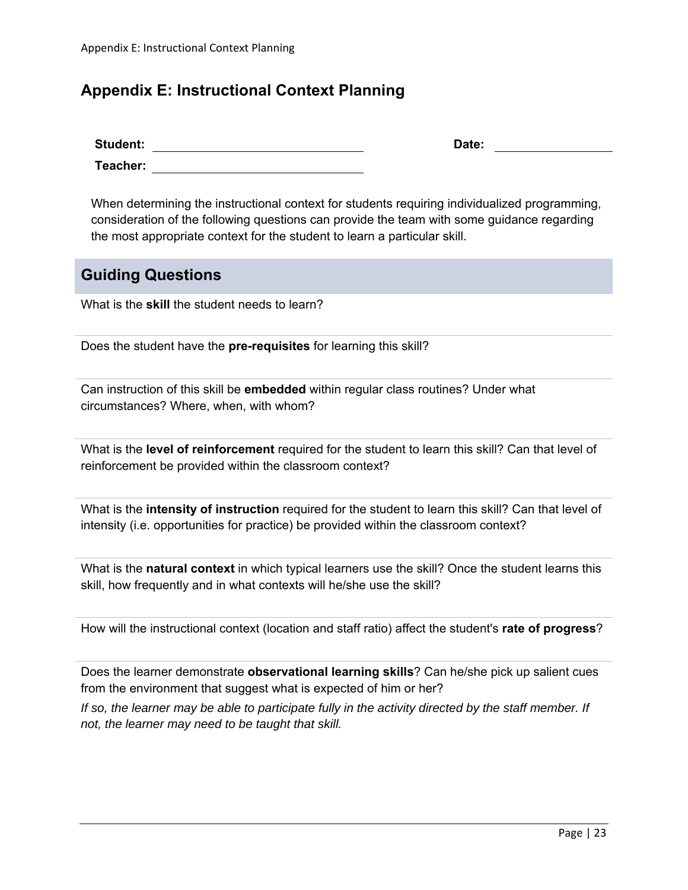# Appendix E: Instructional Context Planning

**Student:** ______________________________ **Date:** ________________

**Teacher:** ______________________________

When determining the instructional context for students requiring individualized programming, consideration of the following questions can provide the team with some guidance regarding the most appropriate context for the student to learn a particular skill.

## Guiding Questions

What is the **skill** the student needs to learn?

Does the student have the **pre-requisites** for learning this skill?

Can instruction of this skill be **embedded** within regular class routines? Under what circumstances? Where, when, with whom?

What is the **level of reinforcement** required for the student to learn this skill? Can that level of reinforcement be provided within the classroom context?

What is the **intensity of instruction** required for the student to learn this skill? Can that level of intensity (i.e. opportunities for practice) be provided within the classroom context?

What is the **natural context** in which typical learners use the skill? Once the student learns this skill, how frequently and in what contexts will he/she use the skill?

How will the instructional context (location and staff ratio) affect the student's **rate of progress**?

Does the learner demonstrate **observational learning skills**? Can he/she pick up salient cues from the environment that suggest what is expected of him or her?

*If so, the learner may be able to participate fully in the activity directed by the staff member. If not, the learner may need to be taught that skill.*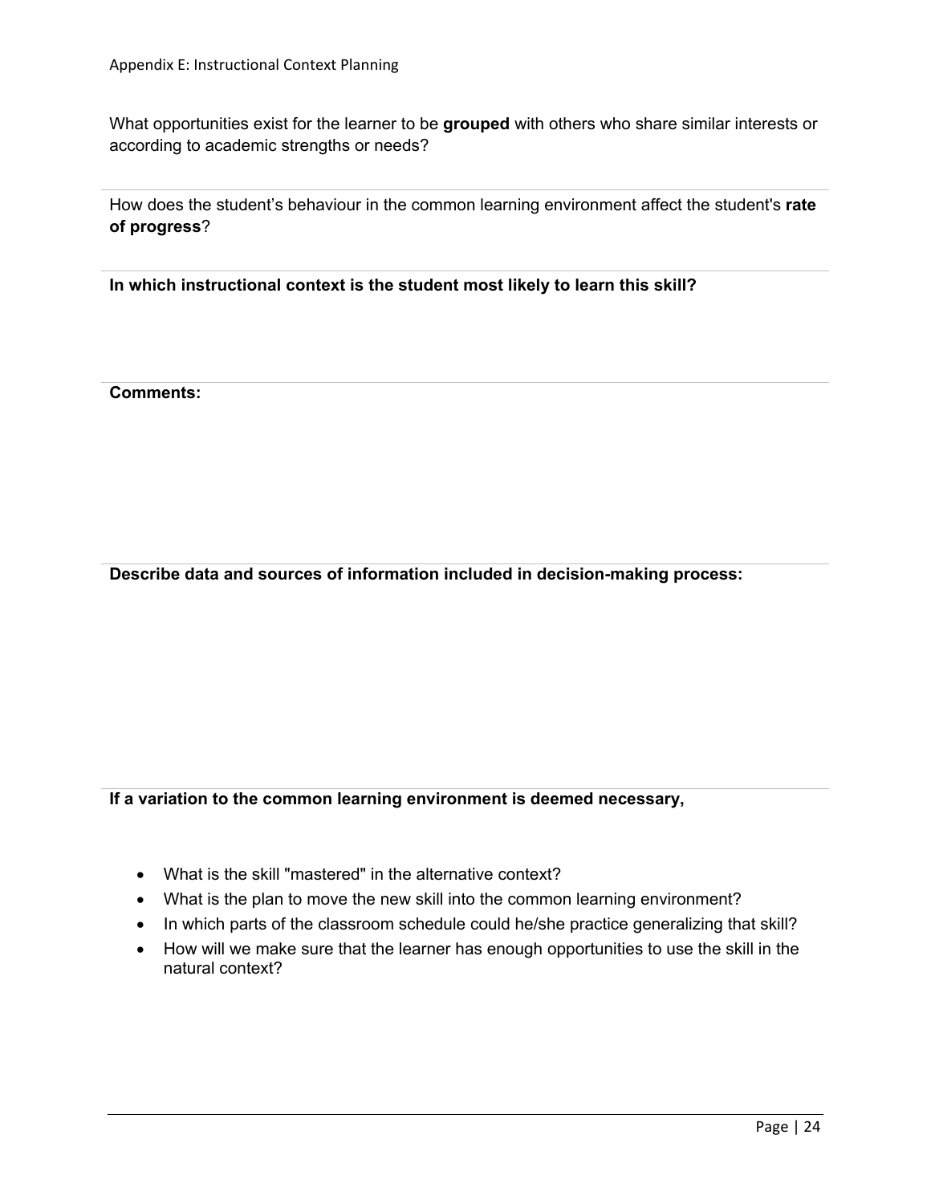What opportunities exist for the learner to be **grouped** with others who share similar interests or according to academic strengths or needs?

How does the student's behaviour in the common learning environment affect the student's **rate of progress**?

**In which instructional context is the student most likely to learn this skill?**

**Comments:**

**Describe data and sources of information included in decision-making process:**

**If a variation to the common learning environment is deemed necessary,**

- What is the skill "mastered" in the alternative context?
- What is the plan to move the new skill into the common learning environment?
- In which parts of the classroom schedule could he/she practice generalizing that skill?
- How will we make sure that the learner has enough opportunities to use the skill in the natural context?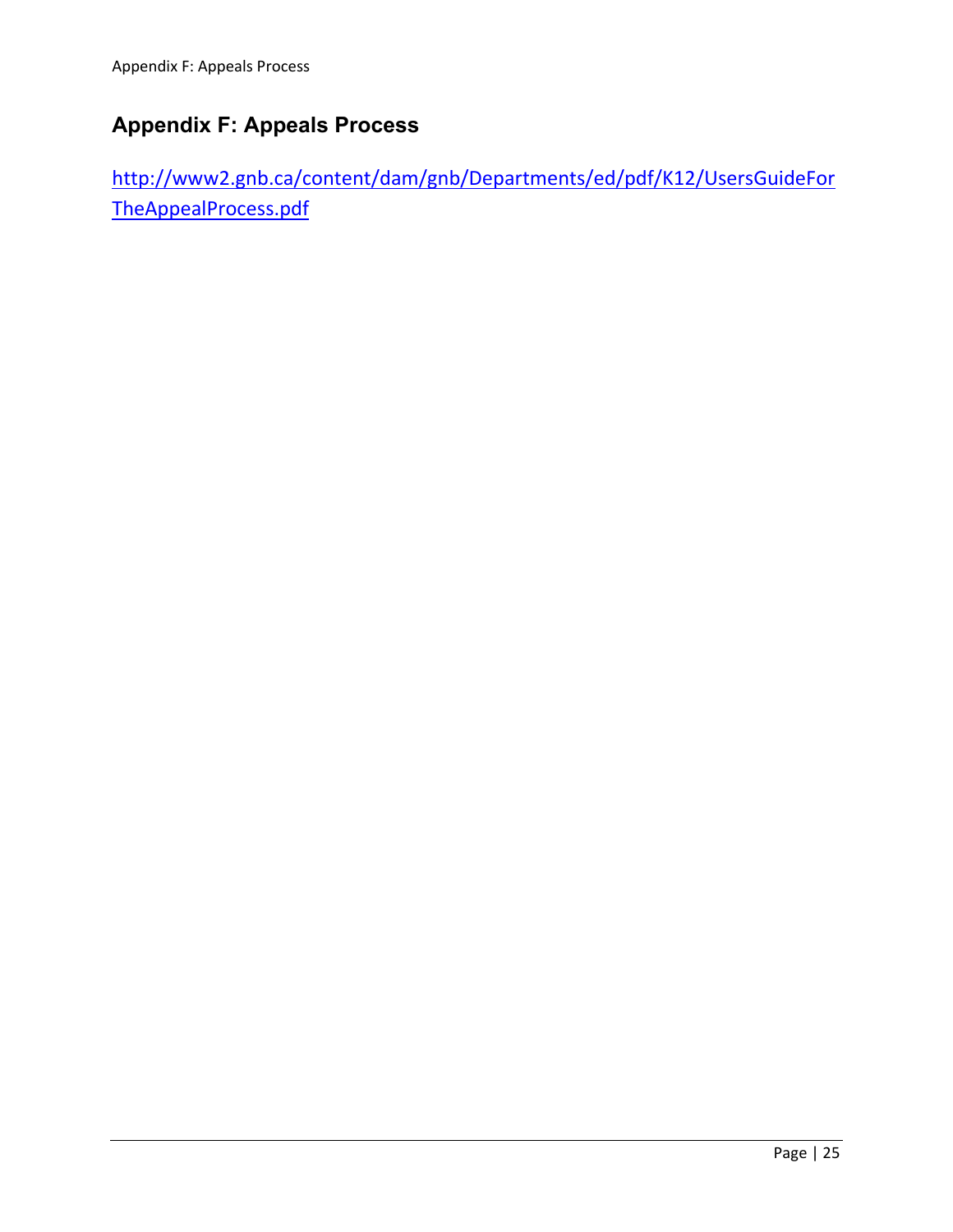## Appendix F: Appeals Process

[http://www2.gnb.ca/content/dam/gnb/Departments/ed/pdf/K12/UsersGuideForTheAppealProcess.pdf](http://www2.gnb.ca/content/dam/gnb/Departments/ed/pdf/K12/UsersGuideForTheAppealProcess.pdf)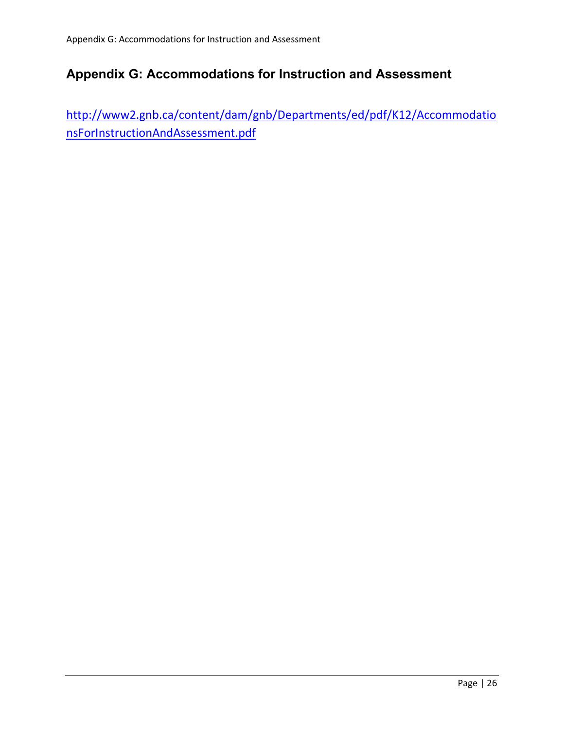## Appendix G: Accommodations for Instruction and Assessment

http://www2.gnb.ca/content/dam/gnb/Departments/ed/pdf/K12/AccommodationsForInstructionAndAssessment.pdf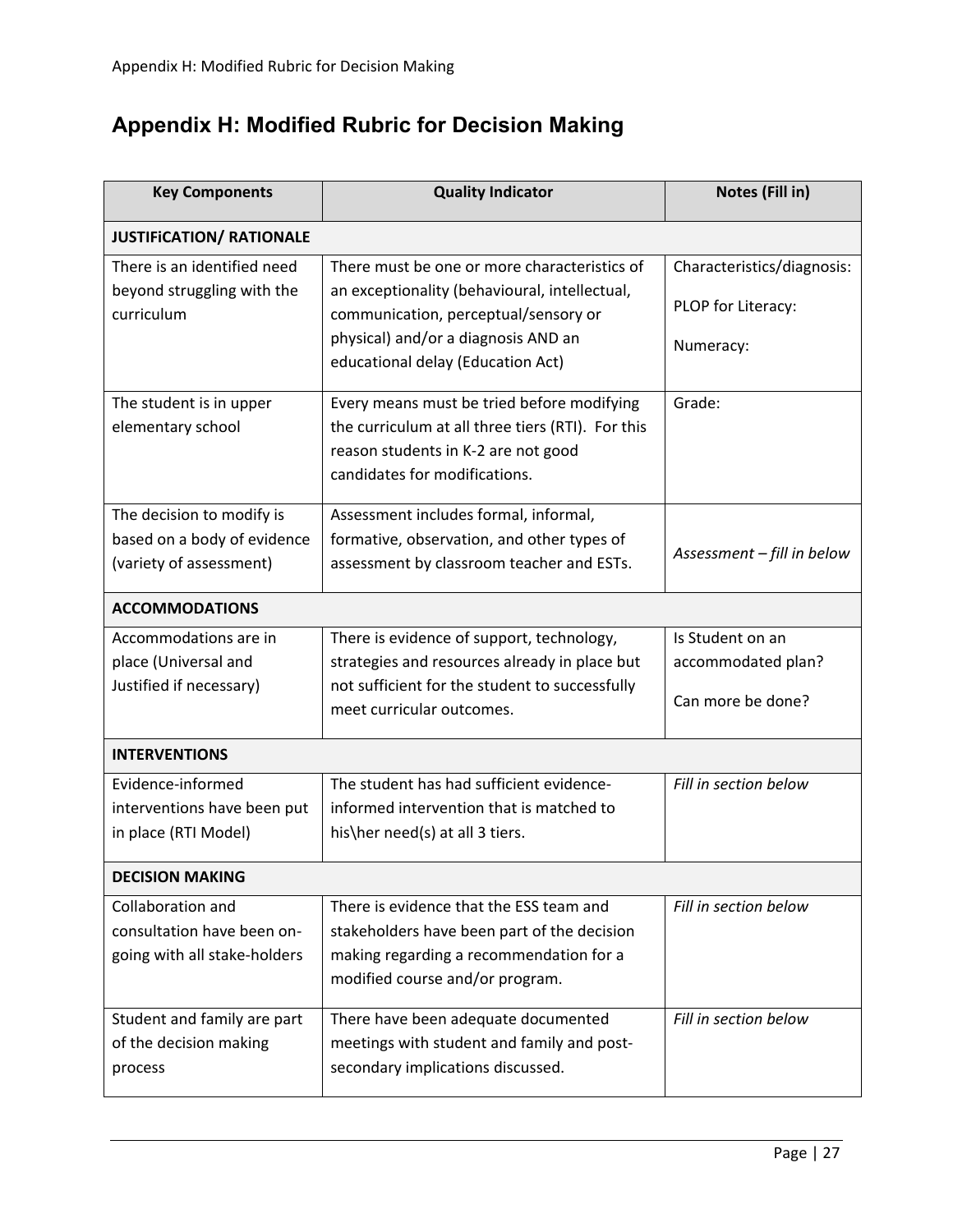# Appendix H: Modified Rubric for Decision Making

| Key Components | Quality Indicator | Notes (Fill in) |
|---|---|---|
| **JUSTIFiCATION/ RATIONALE** | | |
| There is an identified need beyond struggling with the curriculum | There must be one or more characteristics of an exceptionality (behavioural, intellectual, communication, perceptual/sensory or physical) and/or a diagnosis AND an educational delay (Education Act) | Characteristics/diagnosis:<br>PLOP for Literacy:<br>Numeracy: |
| The student is in upper elementary school | Every means must be tried before modifying the curriculum at all three tiers (RTI). For this reason students in K-2 are not good candidates for modifications. | Grade: |
| The decision to modify is based on a body of evidence (variety of assessment) | Assessment includes formal, informal, formative, observation, and other types of assessment by classroom teacher and ESTs. | *Assessment – fill in below* |
| **ACCOMMODATIONS** | | |
| Accommodations are in place (Universal and Justified if necessary) | There is evidence of support, technology, strategies and resources already in place but not sufficient for the student to successfully meet curricular outcomes. | Is Student on an accommodated plan?<br>Can more be done? |
| **INTERVENTIONS** | | |
| Evidence-informed interventions have been put in place (RTI Model) | The student has had sufficient evidence-informed intervention that is matched to his\her need(s) at all 3 tiers. | *Fill in section below* |
| **DECISION MAKING** | | |
| Collaboration and consultation have been on-going with all stake-holders | There is evidence that the ESS team and stakeholders have been part of the decision making regarding a recommendation for a modified course and/or program. | *Fill in section below* |
| Student and family are part of the decision making process | There have been adequate documented meetings with student and family and post-secondary implications discussed. | *Fill in section below* |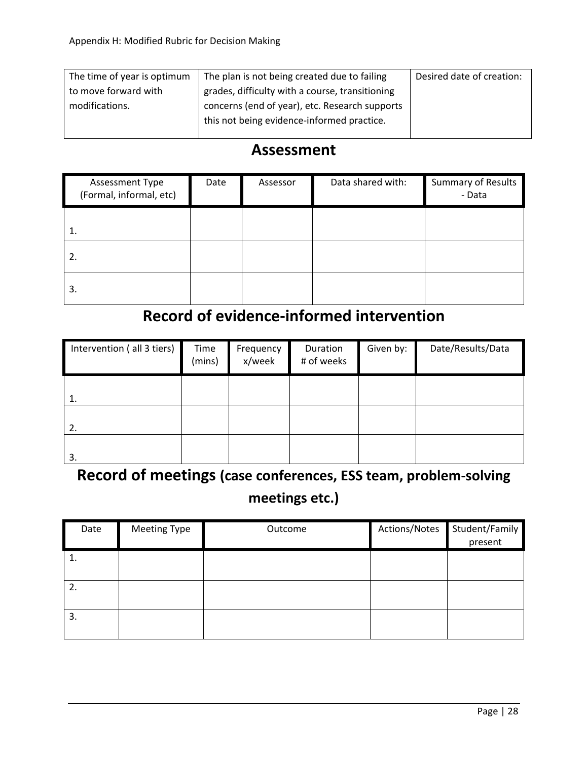| The time of year is optimum to move forward with modifications. | The plan is not being created due to failing grades, difficulty with a course, transitioning concerns (end of year), etc. Research supports this not being evidence-informed practice. | Desired date of creation: |
|---|---|---|

## Assessment

| Assessment Type (Formal, informal, etc) | Date | Assessor | Data shared with: | Summary of Results - Data |
|---|---|---|---|---|
| 1. | | | | |
| 2. | | | | |
| 3. | | | | |

## Record of evidence-informed intervention

| Intervention ( all 3 tiers) | Time (mins) | Frequency x/week | Duration # of weeks | Given by: | Date/Results/Data |
|---|---|---|---|---|---|
| 1. | | | | | |
| 2. | | | | | |
| 3. | | | | | |

## Record of meetings (case conferences, ESS team, problem-solving meetings etc.)

| Date | Meeting Type | Outcome | Actions/Notes | Student/Family present |
|---|---|---|---|---|
| 1. | | | | |
| 2. | | | | |
| 3. | | | | |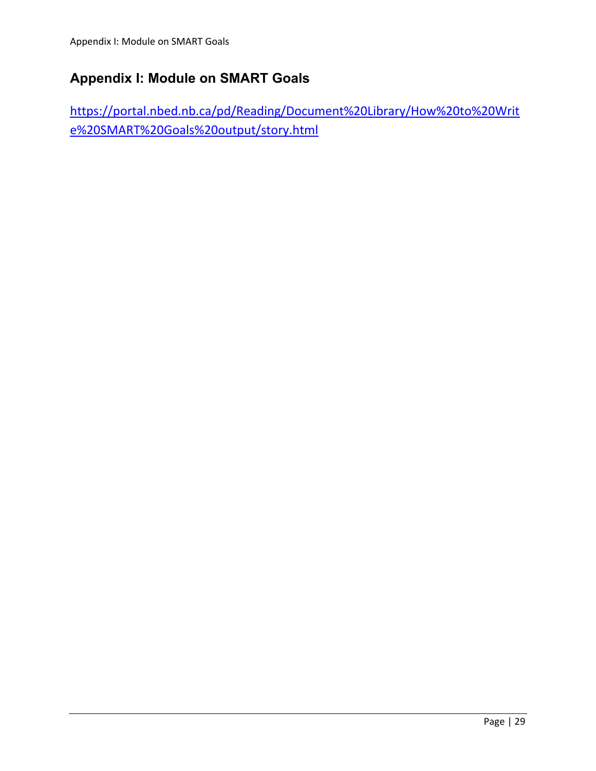## Appendix I: Module on SMART Goals

https://portal.nbed.nb.ca/pd/Reading/Document%20Library/How%20to%20Write%20SMART%20Goals%20output/story.html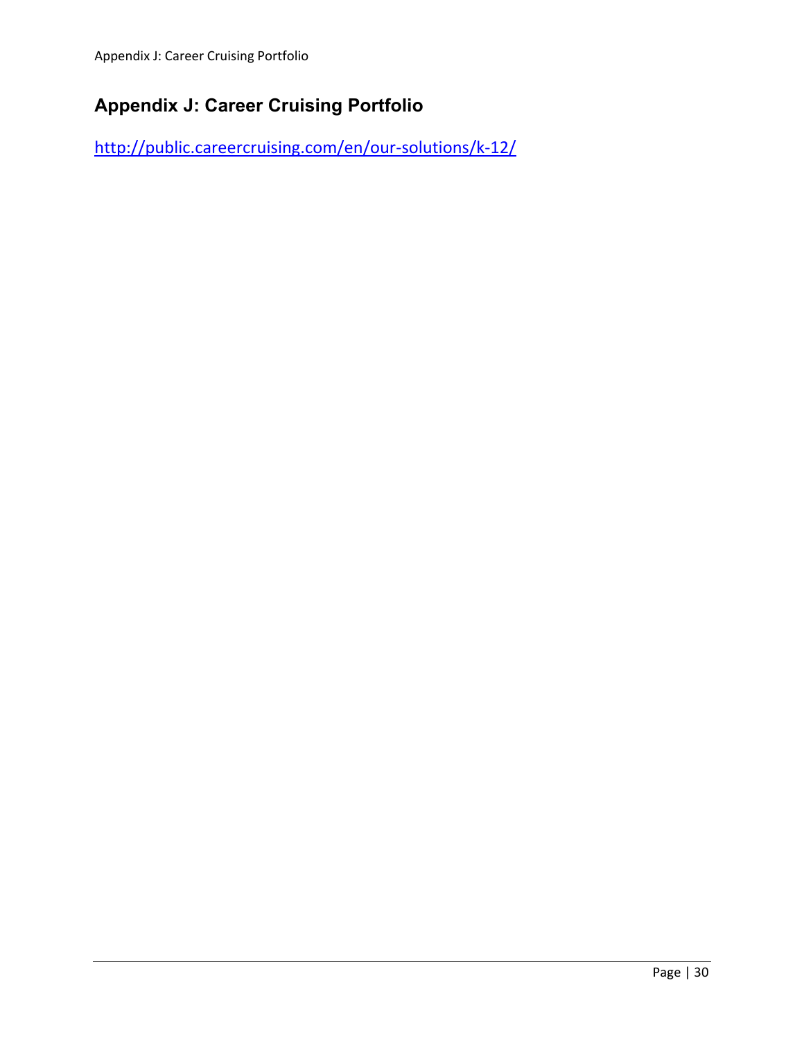## Appendix J: Career Cruising Portfolio

http://public.careercruising.com/en/our-solutions/k-12/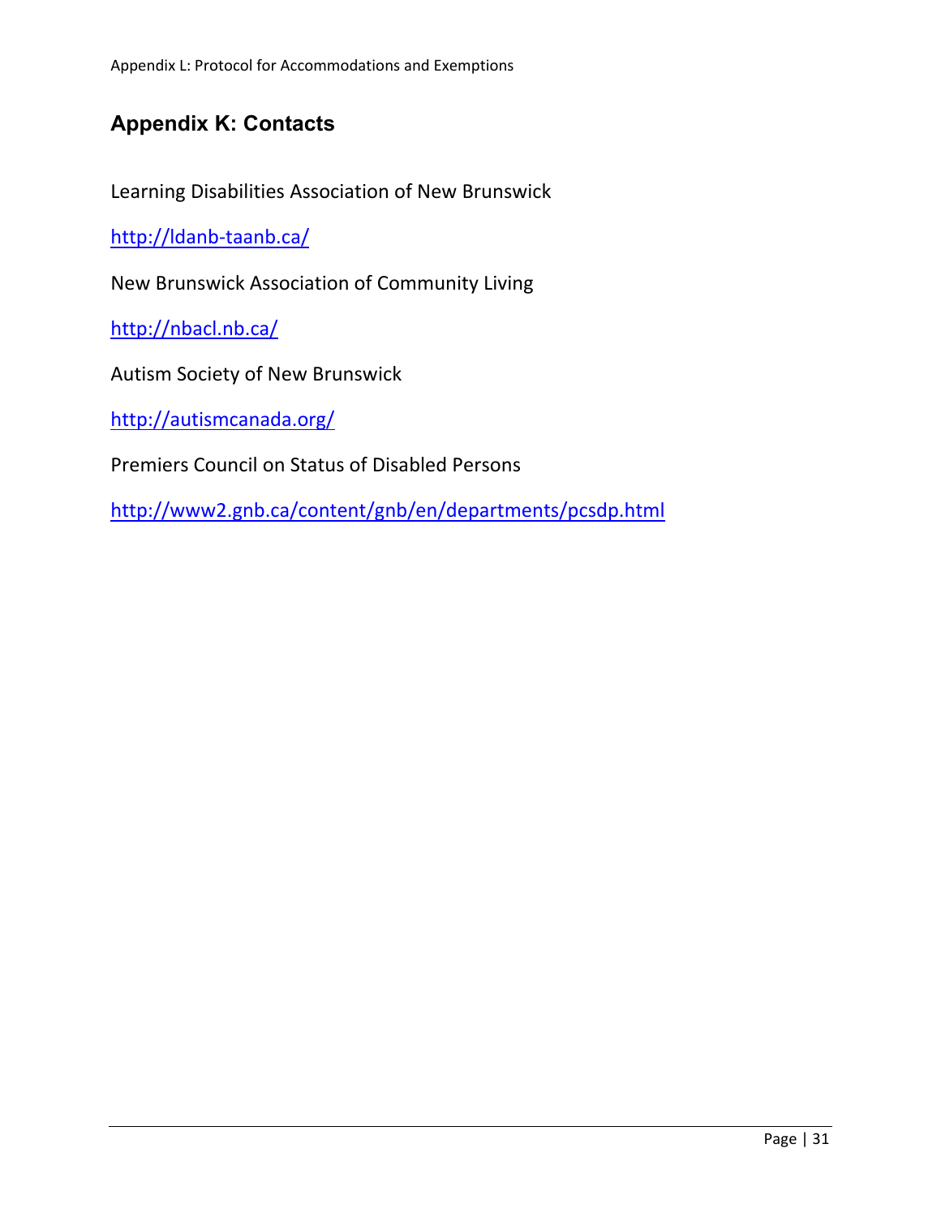## Appendix K: Contacts

Learning Disabilities Association of New Brunswick

http://ldanb-taanb.ca/

New Brunswick Association of Community Living

http://nbacl.nb.ca/

Autism Society of New Brunswick

http://autismcanada.org/

Premiers Council on Status of Disabled Persons

http://www2.gnb.ca/content/gnb/en/departments/pcsdp.html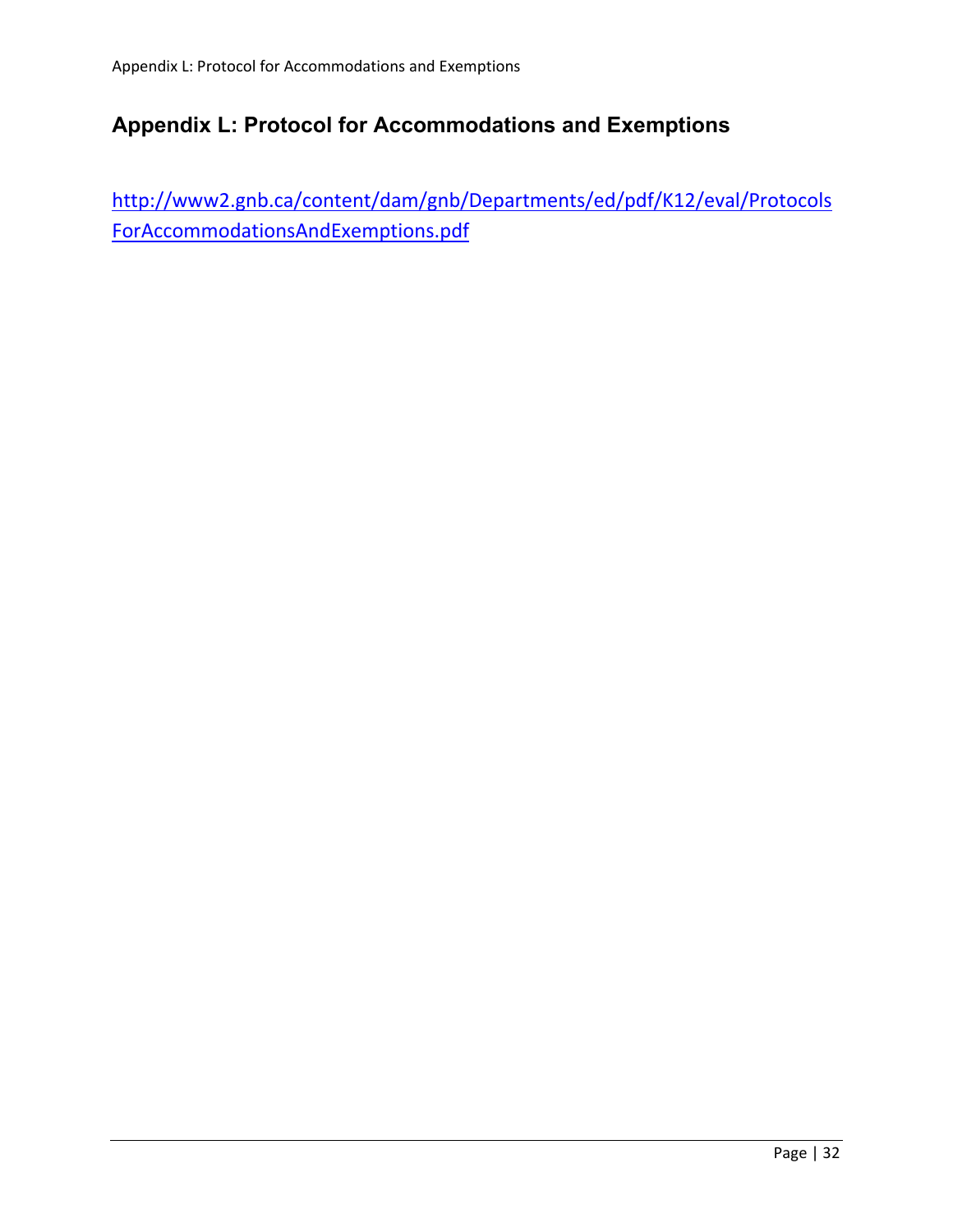## Appendix L: Protocol for Accommodations and Exemptions

[http://www2.gnb.ca/content/dam/gnb/Departments/ed/pdf/K12/eval/ProtocolsForAccommodationsAndExemptions.pdf](http://www2.gnb.ca/content/dam/gnb/Departments/ed/pdf/K12/eval/ProtocolsForAccommodationsAndExemptions.pdf)